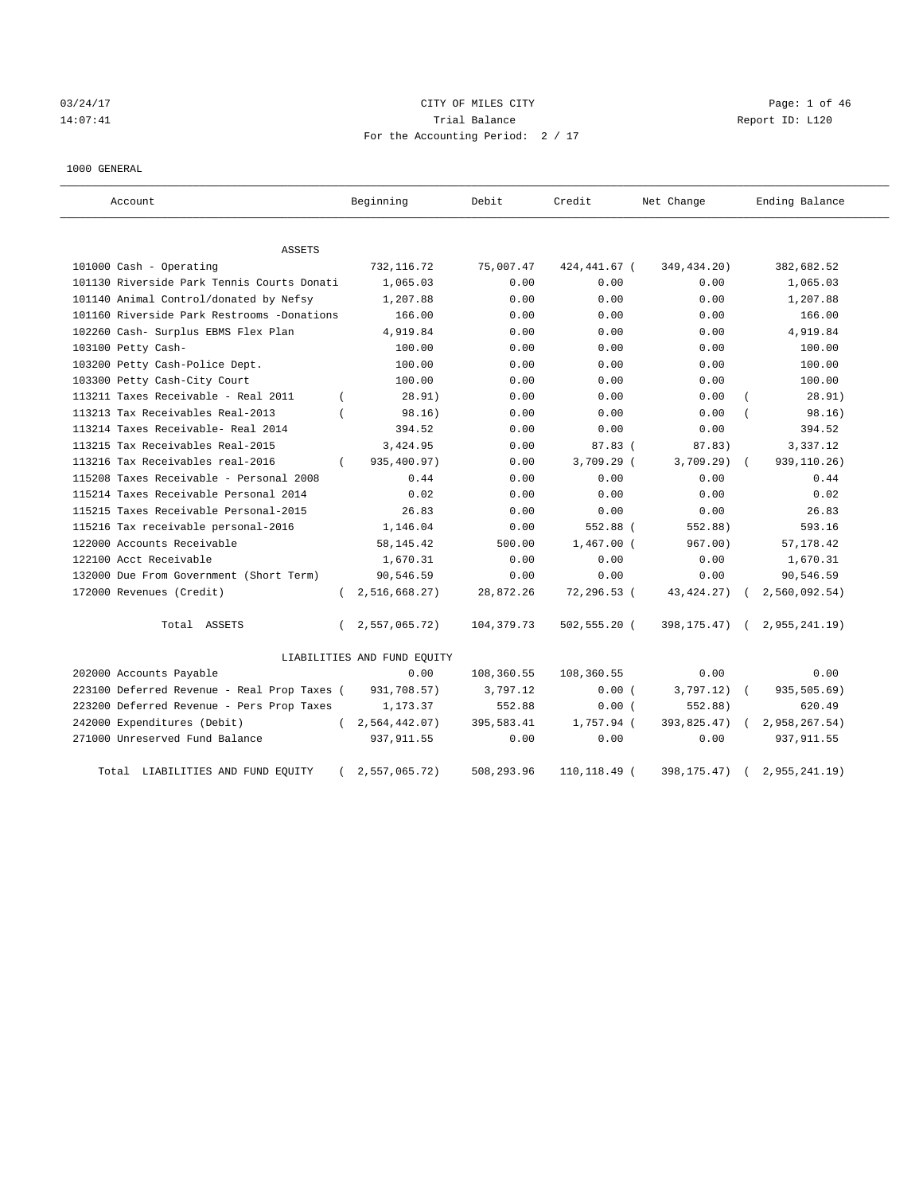03/24/17 CITY OF MILES CITY
14:07:41 Trial Balance Report ID: L120
For the Accounting Period: 2 / 17

1000 GENERAL

| Account | Beginning | Debit | Credit | Net Change | Ending Balance |
|---|---|---|---|---|---|
| ASSETS | | | | | |
| 101000 Cash - Operating | 732,116.72 | 75,007.47 | 424,441.67 | ( 349,434.20) | 382,682.52 |
| 101130 Riverside Park Tennis Courts Donati | 1,065.03 | 0.00 | 0.00 | 0.00 | 1,065.03 |
| 101140 Animal Control/donated by Nefsy | 1,207.88 | 0.00 | 0.00 | 0.00 | 1,207.88 |
| 101160 Riverside Park Restrooms -Donations | 166.00 | 0.00 | 0.00 | 0.00 | 166.00 |
| 102260 Cash- Surplus EBMS Flex Plan | 4,919.84 | 0.00 | 0.00 | 0.00 | 4,919.84 |
| 103100 Petty Cash- | 100.00 | 0.00 | 0.00 | 0.00 | 100.00 |
| 103200 Petty Cash-Police Dept. | 100.00 | 0.00 | 0.00 | 0.00 | 100.00 |
| 103300 Petty Cash-City Court | 100.00 | 0.00 | 0.00 | 0.00 | 100.00 |
| 113211 Taxes Receivable - Real 2011 | ( 28.91) | 0.00 | 0.00 | 0.00 | ( 28.91) |
| 113213 Tax Receivables Real-2013 | ( 98.16) | 0.00 | 0.00 | 0.00 | ( 98.16) |
| 113214 Taxes Receivable- Real 2014 | 394.52 | 0.00 | 0.00 | 0.00 | 394.52 |
| 113215 Tax Receivables Real-2015 | 3,424.95 | 0.00 | 87.83 | ( 87.83) | 3,337.12 |
| 113216 Tax Receivables real-2016 | ( 935,400.97) | 0.00 | 3,709.29 | ( 3,709.29) | ( 939,110.26) |
| 115208 Taxes Receivable - Personal 2008 | 0.44 | 0.00 | 0.00 | 0.00 | 0.44 |
| 115214 Taxes Receivable Personal 2014 | 0.02 | 0.00 | 0.00 | 0.00 | 0.02 |
| 115215 Taxes Receivable Personal-2015 | 26.83 | 0.00 | 0.00 | 0.00 | 26.83 |
| 115216 Tax receivable personal-2016 | 1,146.04 | 0.00 | 552.88 | ( 552.88) | 593.16 |
| 122000 Accounts Receivable | 58,145.42 | 500.00 | 1,467.00 | ( 967.00) | 57,178.42 |
| 122100 Acct Receivable | 1,670.31 | 0.00 | 0.00 | 0.00 | 1,670.31 |
| 132000 Due From Government (Short Term) | 90,546.59 | 0.00 | 0.00 | 0.00 | 90,546.59 |
| 172000 Revenues (Credit) | ( 2,516,668.27) | 28,872.26 | 72,296.53 | ( 43,424.27) | ( 2,560,092.54) |
| Total ASSETS | ( 2,557,065.72) | 104,379.73 | 502,555.20 | ( 398,175.47) | ( 2,955,241.19) |
| LIABILITIES AND FUND EQUITY | | | | | |
| 202000 Accounts Payable | 0.00 | 108,360.55 | 108,360.55 | 0.00 | 0.00 |
| 223100 Deferred Revenue - Real Prop Taxes | ( 931,708.57) | 3,797.12 | 0.00 | ( 3,797.12) | ( 935,505.69) |
| 223200 Deferred Revenue - Pers Prop Taxes | 1,173.37 | 552.88 | 0.00 | ( 552.88) | 620.49 |
| 242000 Expenditures (Debit) | ( 2,564,442.07) | 395,583.41 | 1,757.94 | ( 393,825.47) | ( 2,958,267.54) |
| 271000 Unreserved Fund Balance | 937,911.55 | 0.00 | 0.00 | 0.00 | 937,911.55 |
| Total LIABILITIES AND FUND EQUITY | ( 2,557,065.72) | 508,293.96 | 110,118.49 | ( 398,175.47) | ( 2,955,241.19) |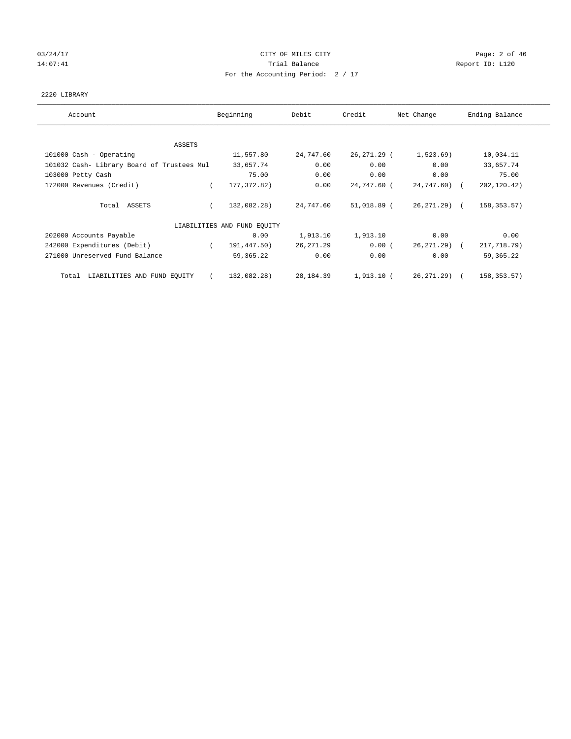CITY OF MILES CITY

Trial Balance

For the Accounting Period: 2 / 17

03/24/17 14:07:41 Report ID: L120

2220 LIBRARY

| Account | Beginning | Debit | Credit | Net Change | Ending Balance |
|---|---|---|---|---|---|
| ASSETS | | | | | |
| 101000 Cash - Operating | 11,557.80 | 24,747.60 | 26,271.29 | ( 1,523.69) | 10,034.11 |
| 101032 Cash- Library Board of Trustees Mul | 33,657.74 | 0.00 | 0.00 | 0.00 | 33,657.74 |
| 103000 Petty Cash | 75.00 | 0.00 | 0.00 | 0.00 | 75.00 |
| 172000 Revenues (Credit) | ( 177,372.82) | 0.00 | 24,747.60 | ( 24,747.60) | ( 202,120.42) |
| Total ASSETS | ( 132,082.28) | 24,747.60 | 51,018.89 | ( 26,271.29) | ( 158,353.57) |
| LIABILITIES AND FUND EQUITY | | | | | |
| 202000 Accounts Payable | 0.00 | 1,913.10 | 1,913.10 | 0.00 | 0.00 |
| 242000 Expenditures (Debit) | ( 191,447.50) | 26,271.29 | 0.00 | ( 26,271.29) | ( 217,718.79) |
| 271000 Unreserved Fund Balance | 59,365.22 | 0.00 | 0.00 | 0.00 | 59,365.22 |
| Total LIABILITIES AND FUND EQUITY | ( 132,082.28) | 28,184.39 | 1,913.10 | ( 26,271.29) | ( 158,353.57) |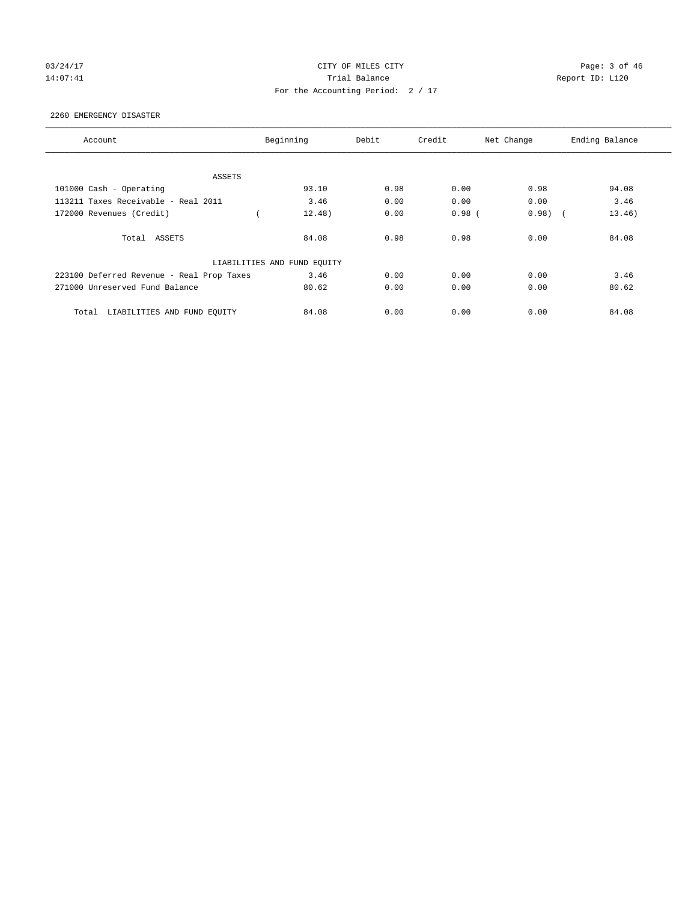CITY OF MILES CITY

Trial Balance

For the Accounting Period: 2 / 17

03/24/17 14:07:41 Report ID: L120

2260 EMERGENCY DISASTER

| Account | Beginning | Debit | Credit | Net Change | Ending Balance |
|---|---|---|---|---|---|
| ASSETS | | | | | |
| 101000 Cash - Operating | 93.10 | 0.98 | 0.00 | 0.98 | 94.08 |
| 113211 Taxes Receivable - Real 2011 | 3.46 | 0.00 | 0.00 | 0.00 | 3.46 |
| 172000 Revenues (Credit) | ( 12.48) | 0.00 | 0.98 | ( 0.98) | ( 13.46) |
| Total ASSETS | 84.08 | 0.98 | 0.98 | 0.00 | 84.08 |
| LIABILITIES AND FUND EQUITY | | | | | |
| 223100 Deferred Revenue - Real Prop Taxes | 3.46 | 0.00 | 0.00 | 0.00 | 3.46 |
| 271000 Unreserved Fund Balance | 80.62 | 0.00 | 0.00 | 0.00 | 80.62 |
| Total LIABILITIES AND FUND EQUITY | 84.08 | 0.00 | 0.00 | 0.00 | 84.08 |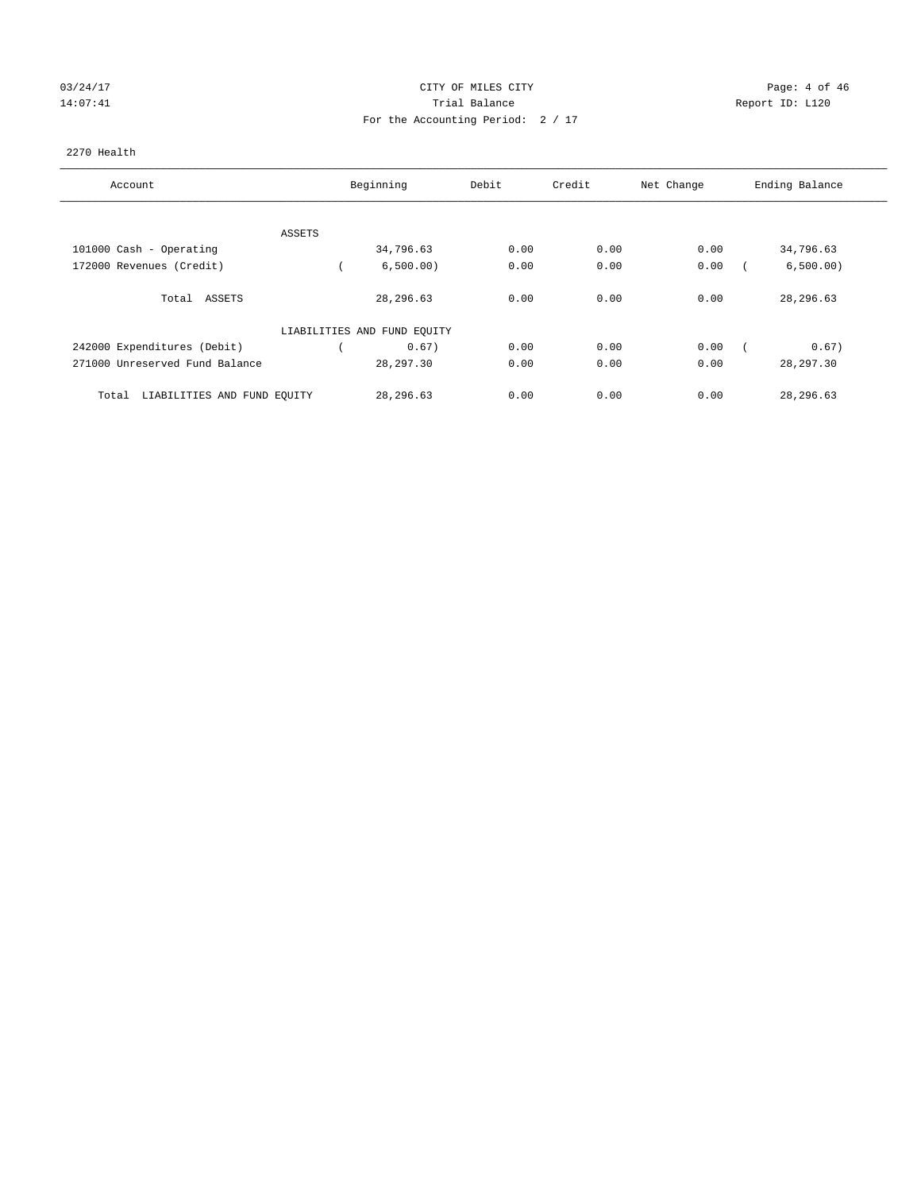CITY OF MILES CITY

Trial Balance

For the Accounting Period: 2 / 17

2270 Health

| Account | Beginning | Debit | Credit | Net Change | Ending Balance |
|---|---|---|---|---|---|
| ASSETS | | | | | |
| 101000 Cash - Operating | 34,796.63 | 0.00 | 0.00 | 0.00 | 34,796.63 |
| 172000 Revenues (Credit) | ( 6,500.00) | 0.00 | 0.00 | 0.00 | ( 6,500.00) |
| Total ASSETS | 28,296.63 | 0.00 | 0.00 | 0.00 | 28,296.63 |
| LIABILITIES AND FUND EQUITY | | | | | |
| 242000 Expenditures (Debit) | ( 0.67) | 0.00 | 0.00 | 0.00 | ( 0.67) |
| 271000 Unreserved Fund Balance | 28,297.30 | 0.00 | 0.00 | 0.00 | 28,297.30 |
| Total LIABILITIES AND FUND EQUITY | 28,296.63 | 0.00 | 0.00 | 0.00 | 28,296.63 |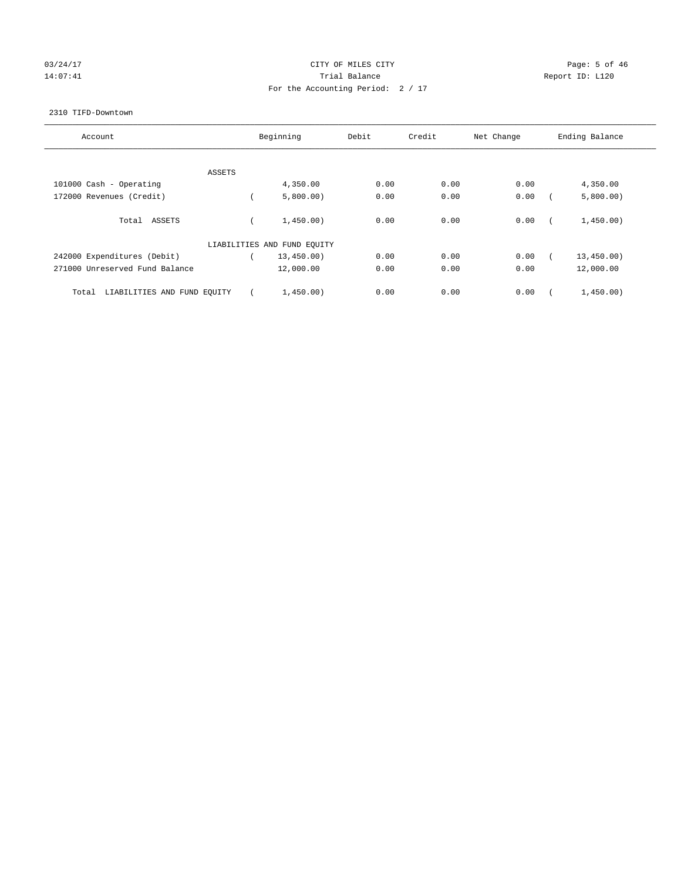CITY OF MILES CITY
Trial Balance
For the Accounting Period: 2 / 17

03/24/17
14:07:41

Report ID: L120

2310 TIFD-Downtown

| Account | Beginning | Debit | Credit | Net Change | Ending Balance |
|---|---|---|---|---|---|
| ASSETS | | | | | |
| 101000 Cash - Operating | 4,350.00 | 0.00 | 0.00 | 0.00 | 4,350.00 |
| 172000 Revenues (Credit) | ( 5,800.00) | 0.00 | 0.00 | 0.00 | ( 5,800.00) |
| Total ASSETS | ( 1,450.00) | 0.00 | 0.00 | 0.00 | ( 1,450.00) |
| LIABILITIES AND FUND EQUITY | | | | | |
| 242000 Expenditures (Debit) | ( 13,450.00) | 0.00 | 0.00 | 0.00 | ( 13,450.00) |
| 271000 Unreserved Fund Balance | 12,000.00 | 0.00 | 0.00 | 0.00 | 12,000.00 |
| Total LIABILITIES AND FUND EQUITY | ( 1,450.00) | 0.00 | 0.00 | 0.00 | ( 1,450.00) |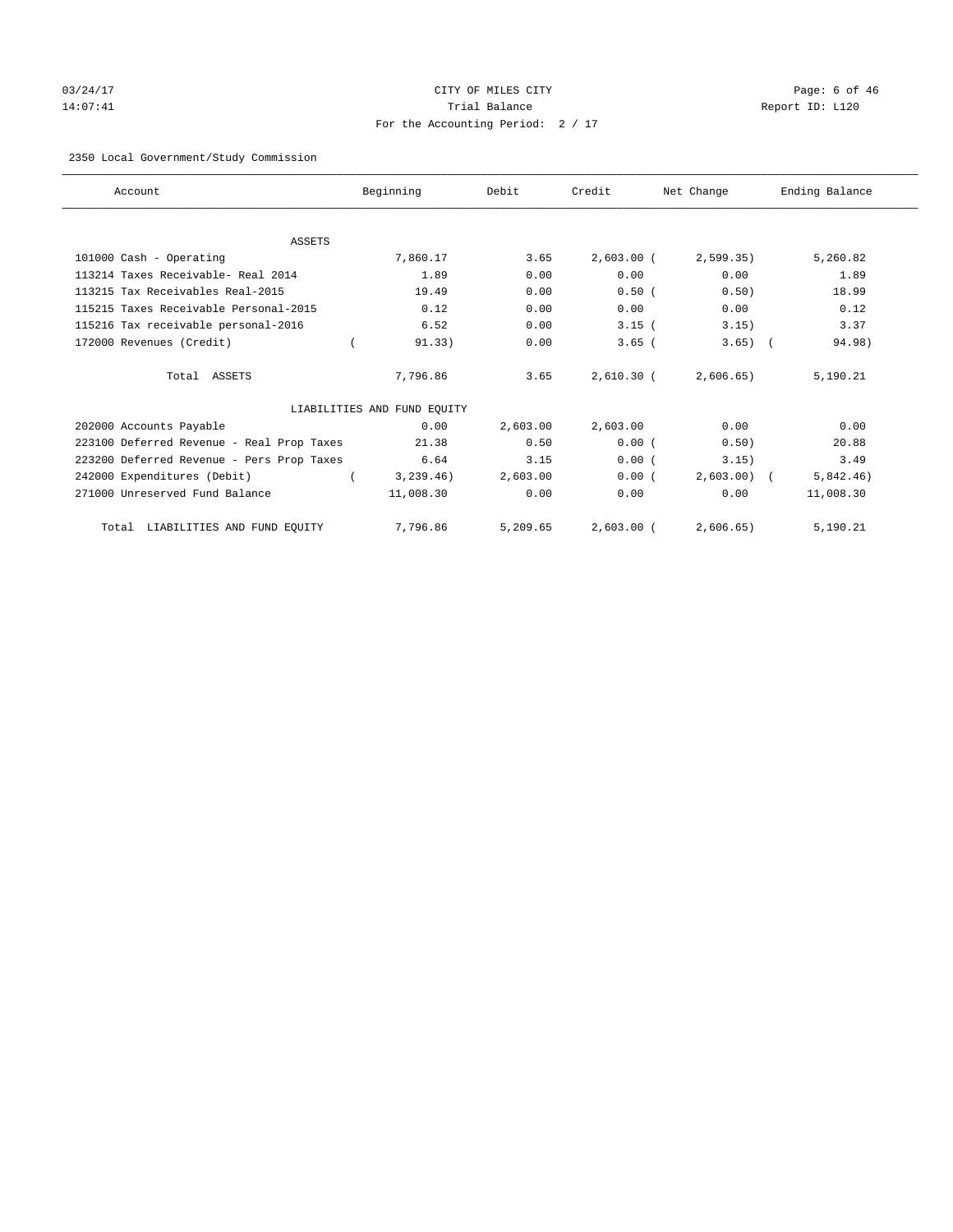CITY OF MILES CITY

Trial Balance

For the Accounting Period: 2 / 17

03/24/17 14:07:41 — Report ID: L120

2350 Local Government/Study Commission

| Account | Beginning | Debit | Credit | Net Change | Ending Balance |
|---|---|---|---|---|---|
| **ASSETS** | | | | | |
| 101000 Cash - Operating | 7,860.17 | 3.65 | 2,603.00 | (2,599.35) | 5,260.82 |
| 113214 Taxes Receivable- Real 2014 | 1.89 | 0.00 | 0.00 | 0.00 | 1.89 |
| 113215 Tax Receivables Real-2015 | 19.49 | 0.00 | 0.50 | (0.50) | 18.99 |
| 115215 Taxes Receivable Personal-2015 | 0.12 | 0.00 | 0.00 | 0.00 | 0.12 |
| 115216 Tax receivable personal-2016 | 6.52 | 0.00 | 3.15 | (3.15) | 3.37 |
| 172000 Revenues (Credit) | (91.33) | 0.00 | 3.65 | (3.65) | (94.98) |
| Total ASSETS | 7,796.86 | 3.65 | 2,610.30 | (2,606.65) | 5,190.21 |
| **LIABILITIES AND FUND EQUITY** | | | | | |
| 202000 Accounts Payable | 0.00 | 2,603.00 | 2,603.00 | 0.00 | 0.00 |
| 223100 Deferred Revenue - Real Prop Taxes | 21.38 | 0.50 | 0.00 | (0.50) | 20.88 |
| 223200 Deferred Revenue - Pers Prop Taxes | 6.64 | 3.15 | 0.00 | (3.15) | 3.49 |
| 242000 Expenditures (Debit) | (3,239.46) | 2,603.00 | 0.00 | (2,603.00) | (5,842.46) |
| 271000 Unreserved Fund Balance | 11,008.30 | 0.00 | 0.00 | 0.00 | 11,008.30 |
| Total LIABILITIES AND FUND EQUITY | 7,796.86 | 5,209.65 | 2,603.00 | (2,606.65) | 5,190.21 |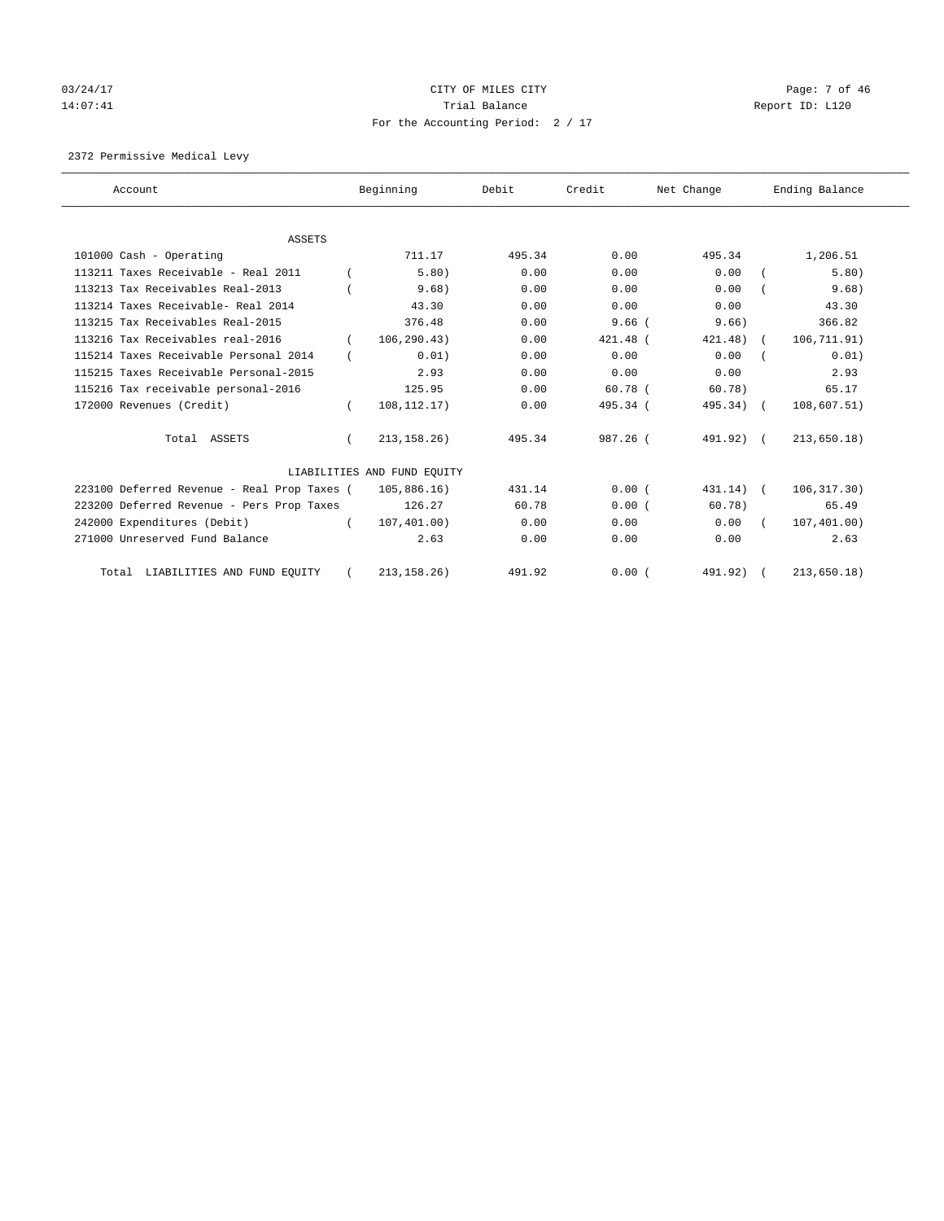CITY OF MILES CITY

Trial Balance

For the Accounting Period: 2 / 17

03/24/17 14:07:41 Report ID: L120

2372 Permissive Medical Levy

| Account | Beginning | Debit | Credit | Net Change | Ending Balance |
|---|---|---|---|---|---|
| ASSETS | | | | | |
| 101000 Cash - Operating | 711.17 | 495.34 | 0.00 | 495.34 | 1,206.51 |
| 113211 Taxes Receivable - Real 2011 | ( 5.80) | 0.00 | 0.00 | 0.00 | ( 5.80) |
| 113213 Tax Receivables Real-2013 | ( 9.68) | 0.00 | 0.00 | 0.00 | ( 9.68) |
| 113214 Taxes Receivable- Real 2014 | 43.30 | 0.00 | 0.00 | 0.00 | 43.30 |
| 113215 Tax Receivables Real-2015 | 376.48 | 0.00 | 9.66 | ( 9.66) | 366.82 |
| 113216 Tax Receivables real-2016 | ( 106,290.43) | 0.00 | 421.48 | ( 421.48) | ( 106,711.91) |
| 115214 Taxes Receivable Personal 2014 | ( 0.01) | 0.00 | 0.00 | 0.00 | ( 0.01) |
| 115215 Taxes Receivable Personal-2015 | 2.93 | 0.00 | 0.00 | 0.00 | 2.93 |
| 115216 Tax receivable personal-2016 | 125.95 | 0.00 | 60.78 | ( 60.78) | 65.17 |
| 172000 Revenues (Credit) | ( 108,112.17) | 0.00 | 495.34 | ( 495.34) | ( 108,607.51) |
| Total ASSETS | ( 213,158.26) | 495.34 | 987.26 | ( 491.92) | ( 213,650.18) |
| LIABILITIES AND FUND EQUITY | | | | | |
| 223100 Deferred Revenue - Real Prop Taxes | ( 105,886.16) | 431.14 | 0.00 | ( 431.14) | ( 106,317.30) |
| 223200 Deferred Revenue - Pers Prop Taxes | 126.27 | 60.78 | 0.00 | ( 60.78) | 65.49 |
| 242000 Expenditures (Debit) | ( 107,401.00) | 0.00 | 0.00 | 0.00 | ( 107,401.00) |
| 271000 Unreserved Fund Balance | 2.63 | 0.00 | 0.00 | 0.00 | 2.63 |
| Total LIABILITIES AND FUND EQUITY | ( 213,158.26) | 491.92 | 0.00 | ( 491.92) | ( 213,650.18) |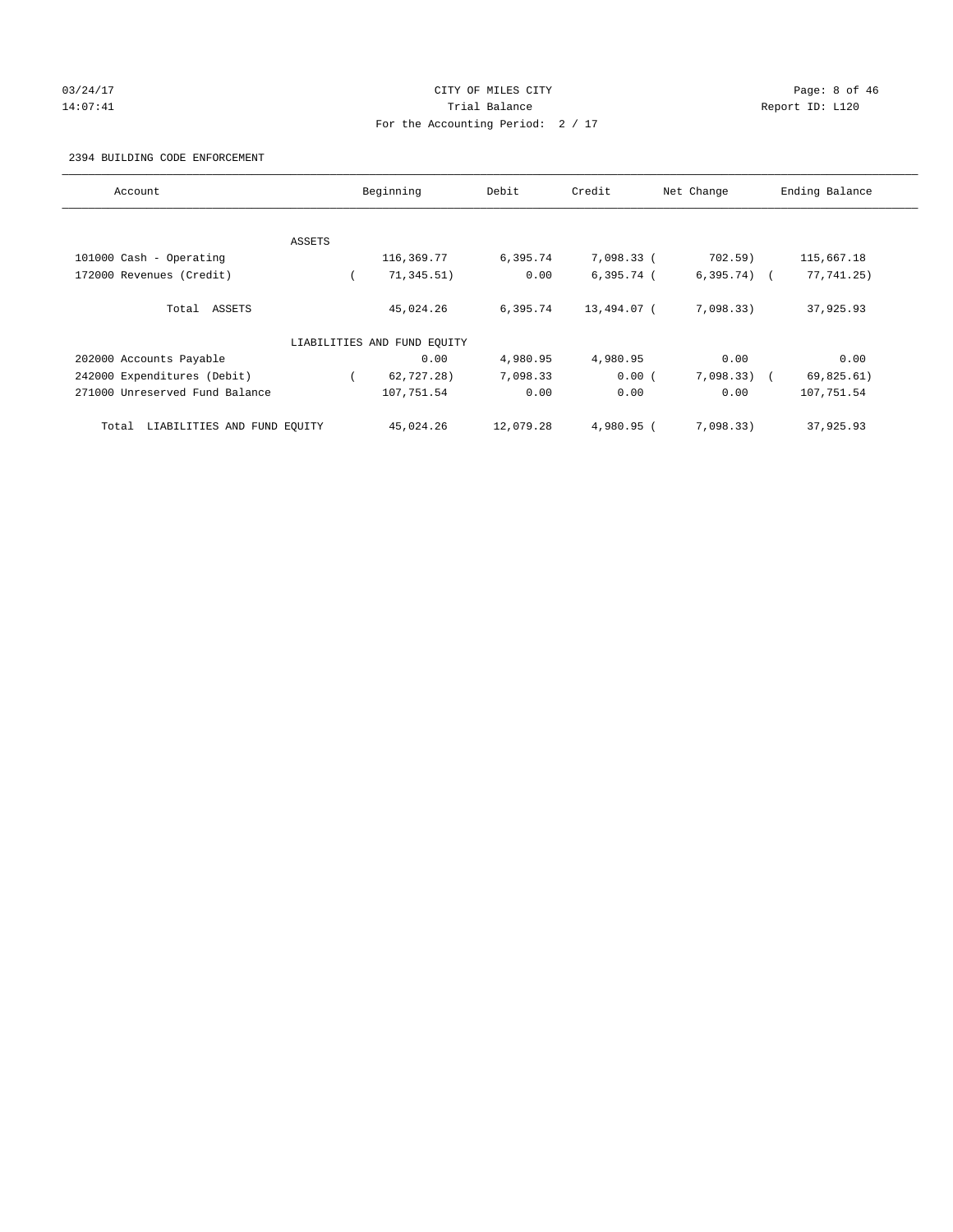CITY OF MILES CITY

Trial Balance

For the Accounting Period: 2 / 17

03/24/17 14:07:41 Report ID: L120

2394 BUILDING CODE ENFORCEMENT

| Account | Beginning | Debit | Credit | Net Change | Ending Balance |
|---|---|---|---|---|---|
| ASSETS | | | | | |
| 101000 Cash - Operating | 116,369.77 | 6,395.74 | 7,098.33 | ( 702.59) | 115,667.18 |
| 172000 Revenues (Credit) | ( 71,345.51) | 0.00 | 6,395.74 | ( 6,395.74) | ( 77,741.25) |
| Total ASSETS | 45,024.26 | 6,395.74 | 13,494.07 | ( 7,098.33) | 37,925.93 |
| LIABILITIES AND FUND EQUITY | | | | | |
| 202000 Accounts Payable | 0.00 | 4,980.95 | 4,980.95 | 0.00 | 0.00 |
| 242000 Expenditures (Debit) | ( 62,727.28) | 7,098.33 | 0.00 | ( 7,098.33) | ( 69,825.61) |
| 271000 Unreserved Fund Balance | 107,751.54 | 0.00 | 0.00 | 0.00 | 107,751.54 |
| Total LIABILITIES AND FUND EQUITY | 45,024.26 | 12,079.28 | 4,980.95 | ( 7,098.33) | 37,925.93 |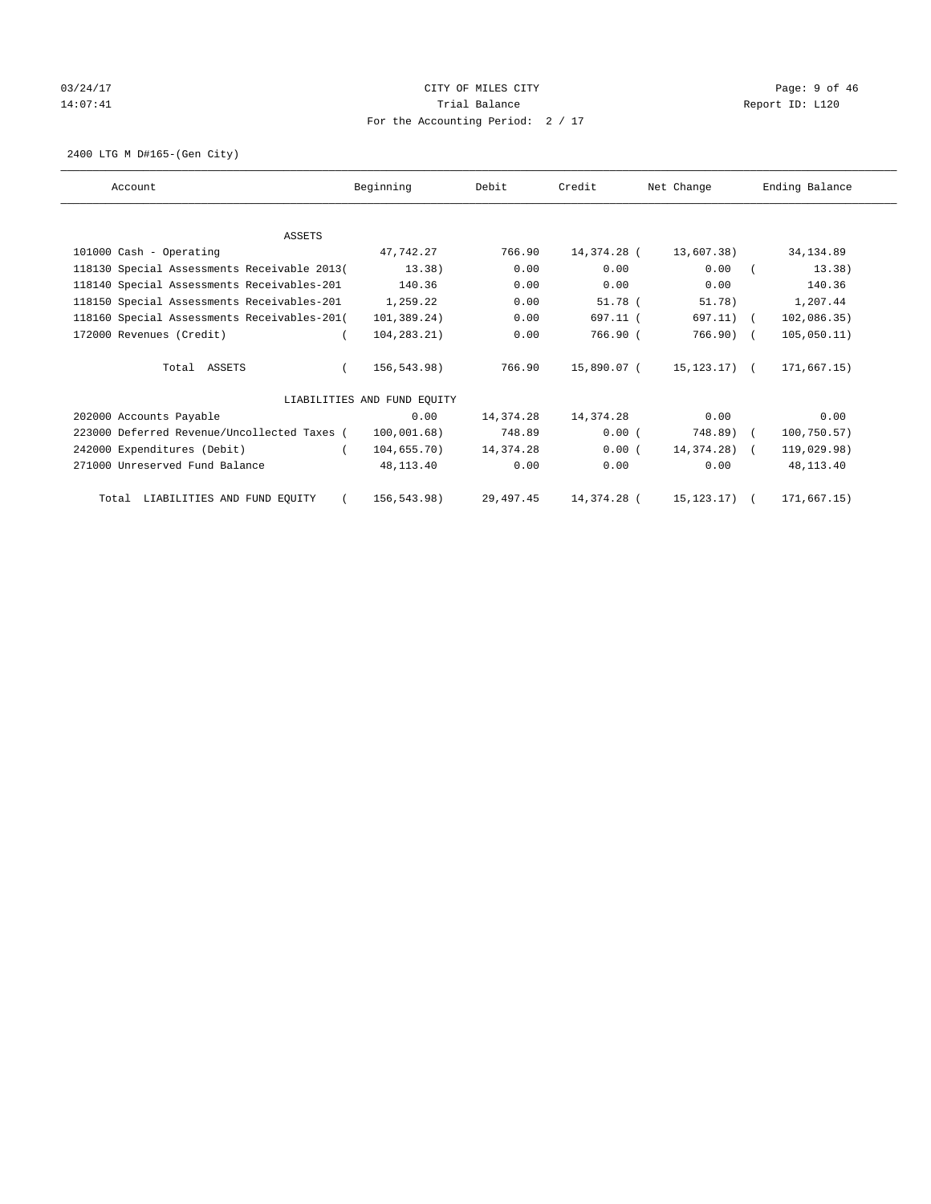CITY OF MILES CITY

Trial Balance

For the Accounting Period: 2 / 17

03/24/17
14:07:41

Report ID: L120

2400 LTG M D#165-(Gen City)

| Account | Beginning | Debit | Credit | Net Change | Ending Balance |
|---|---|---|---|---|---|
| ASSETS | | | | | |
| 101000 Cash - Operating | 47,742.27 | 766.90 | 14,374.28 | ( 13,607.38) | 34,134.89 |
| 118130 Special Assessments Receivable 2013 | ( 13.38) | 0.00 | 0.00 | 0.00 | ( 13.38) |
| 118140 Special Assessments Receivables-201 | 140.36 | 0.00 | 0.00 | 0.00 | 140.36 |
| 118150 Special Assessments Receivables-201 | 1,259.22 | 0.00 | 51.78 | ( 51.78) | 1,207.44 |
| 118160 Special Assessments Receivables-201 | ( 101,389.24) | 0.00 | 697.11 | ( 697.11) | ( 102,086.35) |
| 172000 Revenues (Credit) | ( 104,283.21) | 0.00 | 766.90 | ( 766.90) | ( 105,050.11) |
| Total ASSETS | ( 156,543.98) | 766.90 | 15,890.07 | ( 15,123.17) | ( 171,667.15) |
| LIABILITIES AND FUND EQUITY | | | | | |
| 202000 Accounts Payable | 0.00 | 14,374.28 | 14,374.28 | 0.00 | 0.00 |
| 223000 Deferred Revenue/Uncollected Taxes | ( 100,001.68) | 748.89 | 0.00 | ( 748.89) | ( 100,750.57) |
| 242000 Expenditures (Debit) | ( 104,655.70) | 14,374.28 | 0.00 | ( 14,374.28) | ( 119,029.98) |
| 271000 Unreserved Fund Balance | 48,113.40 | 0.00 | 0.00 | 0.00 | 48,113.40 |
| Total LIABILITIES AND FUND EQUITY | ( 156,543.98) | 29,497.45 | 14,374.28 | ( 15,123.17) | ( 171,667.15) |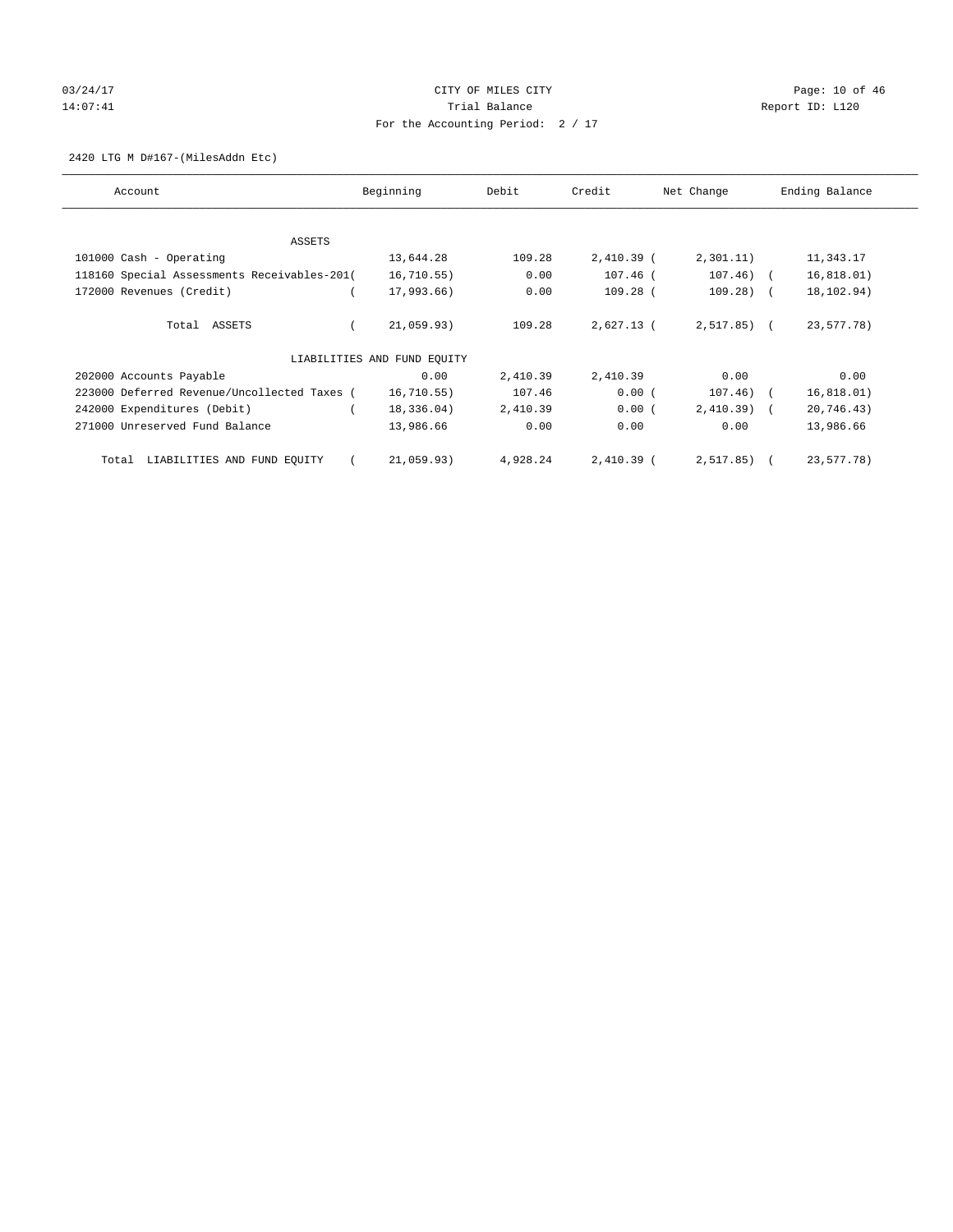CITY OF MILES CITY
Trial Balance
For the Accounting Period: 2 / 17

03/24/17
14:07:41

Report ID: L120

2420 LTG M D#167-(MilesAddn Etc)

| Account | Beginning | Debit | Credit | Net Change | Ending Balance |
|---|---|---|---|---|---|
| ASSETS | | | | | |
| 101000 Cash - Operating | 13,644.28 | 109.28 | 2,410.39 | ( 2,301.11) | 11,343.17 |
| 118160 Special Assessments Receivables-201 | ( 16,710.55) | 0.00 | 107.46 | ( 107.46) | ( 16,818.01) |
| 172000 Revenues (Credit) | ( 17,993.66) | 0.00 | 109.28 | ( 109.28) | ( 18,102.94) |
| Total ASSETS | ( 21,059.93) | 109.28 | 2,627.13 | ( 2,517.85) | ( 23,577.78) |
| LIABILITIES AND FUND EQUITY | | | | | |
| 202000 Accounts Payable | 0.00 | 2,410.39 | 2,410.39 | 0.00 | 0.00 |
| 223000 Deferred Revenue/Uncollected Taxes | ( 16,710.55) | 107.46 | 0.00 | ( 107.46) | ( 16,818.01) |
| 242000 Expenditures (Debit) | ( 18,336.04) | 2,410.39 | 0.00 | ( 2,410.39) | ( 20,746.43) |
| 271000 Unreserved Fund Balance | 13,986.66 | 0.00 | 0.00 | 0.00 | 13,986.66 |
| Total LIABILITIES AND FUND EQUITY | ( 21,059.93) | 4,928.24 | 2,410.39 | ( 2,517.85) | ( 23,577.78) |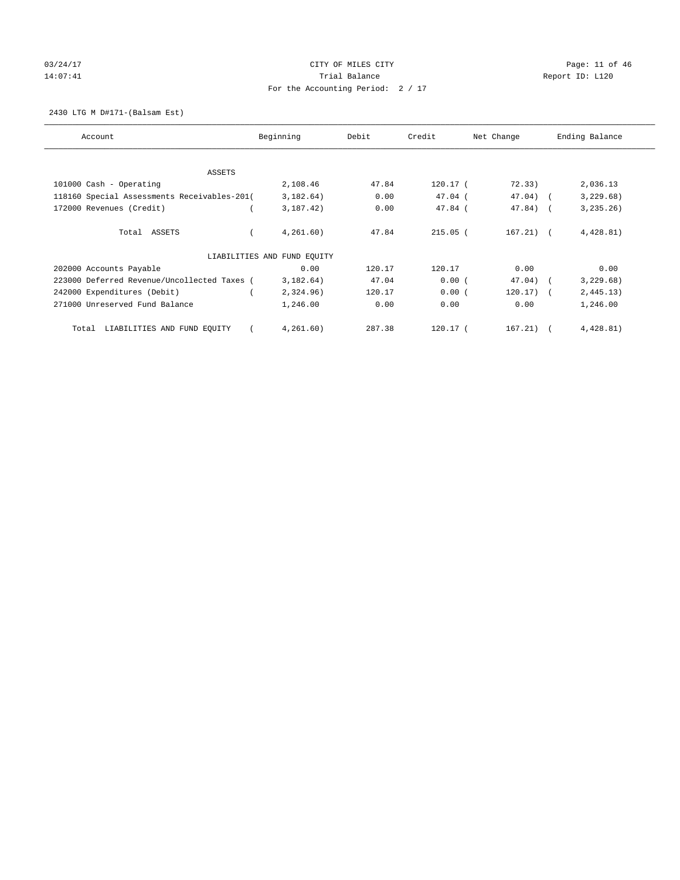CITY OF MILES CITY

Trial Balance

For the Accounting Period: 2 / 17

03/24/17 14:07:41 Report ID: L120

2430 LTG M D#171-(Balsam Est)

| Account | Beginning | Debit | Credit | Net Change | Ending Balance |
|---|---|---|---|---|---|
| ASSETS | | | | | |
| 101000 Cash - Operating | 2,108.46 | 47.84 | 120.17 | ( 72.33) | 2,036.13 |
| 118160 Special Assessments Receivables-201 | ( 3,182.64) | 0.00 | 47.04 | ( 47.04) | ( 3,229.68) |
| 172000 Revenues (Credit) | ( 3,187.42) | 0.00 | 47.84 | ( 47.84) | ( 3,235.26) |
| Total ASSETS | ( 4,261.60) | 47.84 | 215.05 | ( 167.21) | ( 4,428.81) |
| LIABILITIES AND FUND EQUITY | | | | | |
| 202000 Accounts Payable | 0.00 | 120.17 | 120.17 | 0.00 | 0.00 |
| 223000 Deferred Revenue/Uncollected Taxes | ( 3,182.64) | 47.04 | 0.00 | ( 47.04) | ( 3,229.68) |
| 242000 Expenditures (Debit) | ( 2,324.96) | 120.17 | 0.00 | ( 120.17) | ( 2,445.13) |
| 271000 Unreserved Fund Balance | 1,246.00 | 0.00 | 0.00 | 0.00 | 1,246.00 |
| Total LIABILITIES AND FUND EQUITY | ( 4,261.60) | 287.38 | 120.17 | ( 167.21) | ( 4,428.81) |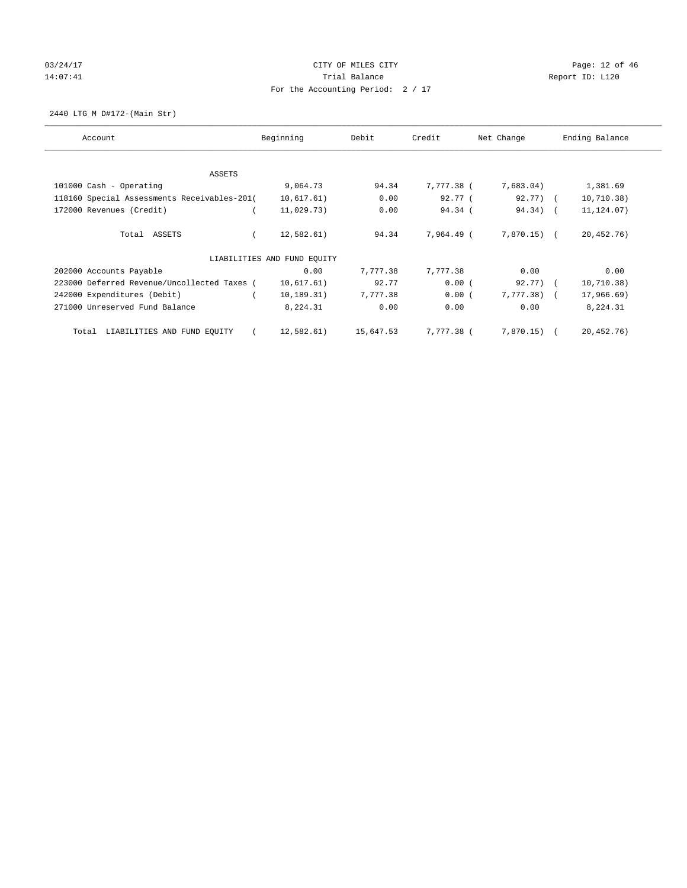CITY OF MILES CITY

Trial Balance

For the Accounting Period: 2 / 17

2440 LTG M D#172-(Main Str)

| Account | Beginning | Debit | Credit | Net Change | Ending Balance |
|---|---|---|---|---|---|
| ASSETS | | | | | |
| 101000 Cash - Operating | 9,064.73 | 94.34 | 7,777.38 | ( 7,683.04) | 1,381.69 |
| 118160 Special Assessments Receivables-201 | ( 10,617.61) | 0.00 | 92.77 | ( 92.77) | ( 10,710.38) |
| 172000 Revenues (Credit) | ( 11,029.73) | 0.00 | 94.34 | ( 94.34) | ( 11,124.07) |
| Total ASSETS | ( 12,582.61) | 94.34 | 7,964.49 | ( 7,870.15) | ( 20,452.76) |
| LIABILITIES AND FUND EQUITY | | | | | |
| 202000 Accounts Payable | 0.00 | 7,777.38 | 7,777.38 | 0.00 | 0.00 |
| 223000 Deferred Revenue/Uncollected Taxes | ( 10,617.61) | 92.77 | 0.00 | ( 92.77) | ( 10,710.38) |
| 242000 Expenditures (Debit) | ( 10,189.31) | 7,777.38 | 0.00 | ( 7,777.38) | ( 17,966.69) |
| 271000 Unreserved Fund Balance | 8,224.31 | 0.00 | 0.00 | 0.00 | 8,224.31 |
| Total LIABILITIES AND FUND EQUITY | ( 12,582.61) | 15,647.53 | 7,777.38 | ( 7,870.15) | ( 20,452.76) |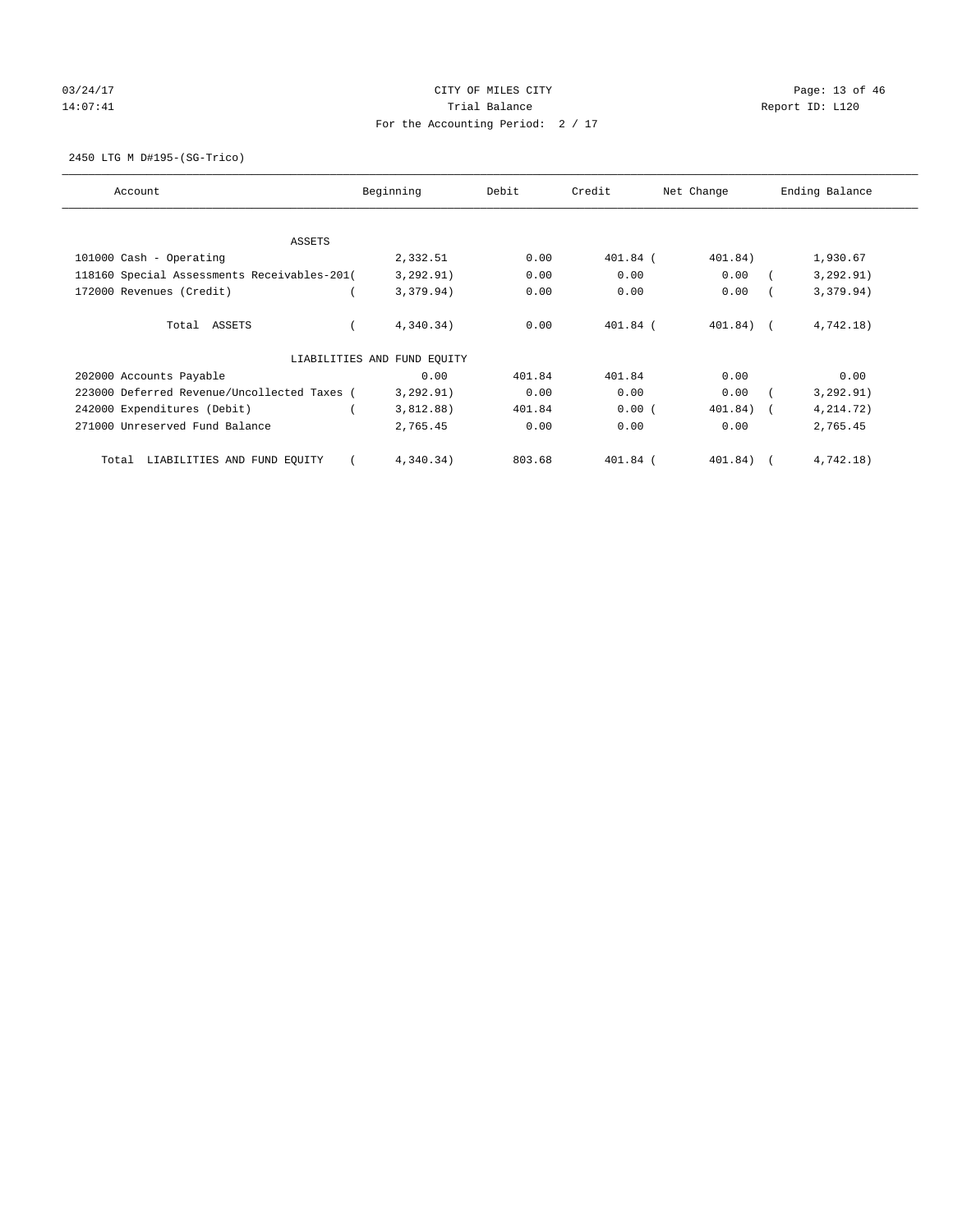CITY OF MILES CITY
Trial Balance
For the Accounting Period: 2 / 17

03/24/17
14:07:41

Report ID: L120

2450 LTG M D#195-(SG-Trico)

| Account | Beginning | Debit | Credit | Net Change | Ending Balance |
|---|---|---|---|---|---|
| ASSETS | | | | | |
| 101000 Cash - Operating | 2,332.51 | 0.00 | 401.84 | ( 401.84) | 1,930.67 |
| 118160 Special Assessments Receivables-201 | ( 3,292.91) | 0.00 | 0.00 | 0.00 | ( 3,292.91) |
| 172000 Revenues (Credit) | ( 3,379.94) | 0.00 | 0.00 | 0.00 | ( 3,379.94) |
| Total ASSETS | ( 4,340.34) | 0.00 | 401.84 | ( 401.84) | ( 4,742.18) |
| LIABILITIES AND FUND EQUITY | | | | | |
| 202000 Accounts Payable | 0.00 | 401.84 | 401.84 | 0.00 | 0.00 |
| 223000 Deferred Revenue/Uncollected Taxes | ( 3,292.91) | 0.00 | 0.00 | 0.00 | ( 3,292.91) |
| 242000 Expenditures (Debit) | ( 3,812.88) | 401.84 | 0.00 | ( 401.84) | ( 4,214.72) |
| 271000 Unreserved Fund Balance | 2,765.45 | 0.00 | 0.00 | 0.00 | 2,765.45 |
| Total LIABILITIES AND FUND EQUITY | ( 4,340.34) | 803.68 | 401.84 | ( 401.84) | ( 4,742.18) |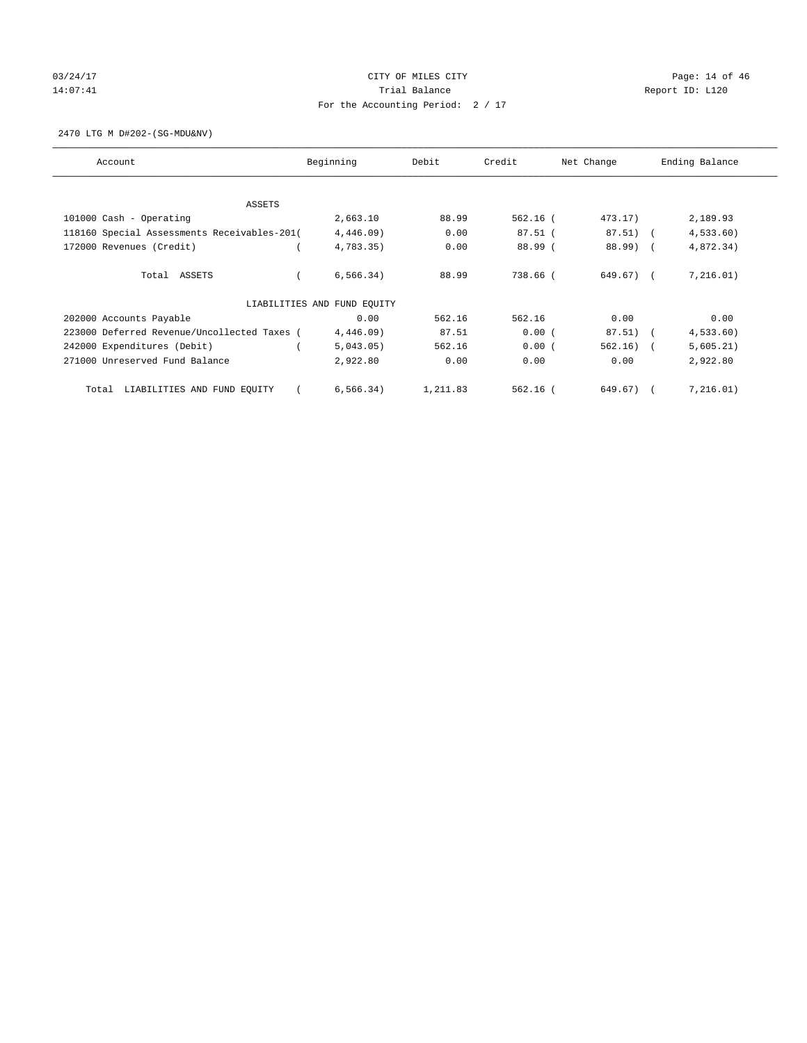03/24/17 CITY OF MILES CITY
14:07:41 Trial Balance Report ID: L120
For the Accounting Period: 2 / 17

2470 LTG M D#202-(SG-MDU&NV)

| Account | Beginning | Debit | Credit | Net Change | Ending Balance |
|---|---|---|---|---|---|
| ASSETS | | | | | |
| 101000 Cash - Operating | 2,663.10 | 88.99 | 562.16 | ( 473.17) | 2,189.93 |
| 118160 Special Assessments Receivables-201 | ( 4,446.09) | 0.00 | 87.51 | ( 87.51) | ( 4,533.60) |
| 172000 Revenues (Credit) | ( 4,783.35) | 0.00 | 88.99 | ( 88.99) | ( 4,872.34) |
| Total ASSETS | ( 6,566.34) | 88.99 | 738.66 | ( 649.67) | ( 7,216.01) |
| LIABILITIES AND FUND EQUITY | | | | | |
| 202000 Accounts Payable | 0.00 | 562.16 | 562.16 | 0.00 | 0.00 |
| 223000 Deferred Revenue/Uncollected Taxes | ( 4,446.09) | 87.51 | 0.00 | ( 87.51) | ( 4,533.60) |
| 242000 Expenditures (Debit) | ( 5,043.05) | 562.16 | 0.00 | ( 562.16) | ( 5,605.21) |
| 271000 Unreserved Fund Balance | 2,922.80 | 0.00 | 0.00 | 0.00 | 2,922.80 |
| Total LIABILITIES AND FUND EQUITY | ( 6,566.34) | 1,211.83 | 562.16 | ( 649.67) | ( 7,216.01) |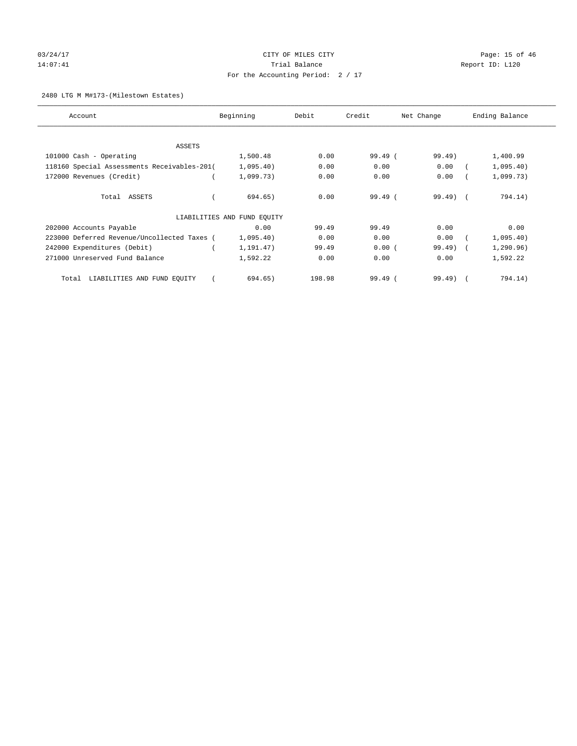03/24/17 CITY OF MILES CITY
14:07:41 Trial Balance Report ID: L120
For the Accounting Period: 2 / 17

2480 LTG M M#173-(Milestown Estates)

| Account | Beginning | Debit | Credit | Net Change | Ending Balance |
|---|---|---|---|---|---|
| ASSETS | | | | | |
| 101000 Cash - Operating | 1,500.48 | 0.00 | 99.49 | ( 99.49) | 1,400.99 |
| 118160 Special Assessments Receivables-201 | ( 1,095.40) | 0.00 | 0.00 | 0.00 | ( 1,095.40) |
| 172000 Revenues (Credit) | ( 1,099.73) | 0.00 | 0.00 | 0.00 | ( 1,099.73) |
| Total ASSETS | ( 694.65) | 0.00 | 99.49 | ( 99.49) | ( 794.14) |
| LIABILITIES AND FUND EQUITY | | | | | |
| 202000 Accounts Payable | 0.00 | 99.49 | 99.49 | 0.00 | 0.00 |
| 223000 Deferred Revenue/Uncollected Taxes | ( 1,095.40) | 0.00 | 0.00 | 0.00 | ( 1,095.40) |
| 242000 Expenditures (Debit) | ( 1,191.47) | 99.49 | 0.00 | ( 99.49) | ( 1,290.96) |
| 271000 Unreserved Fund Balance | 1,592.22 | 0.00 | 0.00 | 0.00 | 1,592.22 |
| Total LIABILITIES AND FUND EQUITY | ( 694.65) | 198.98 | 99.49 | ( 99.49) | ( 794.14) |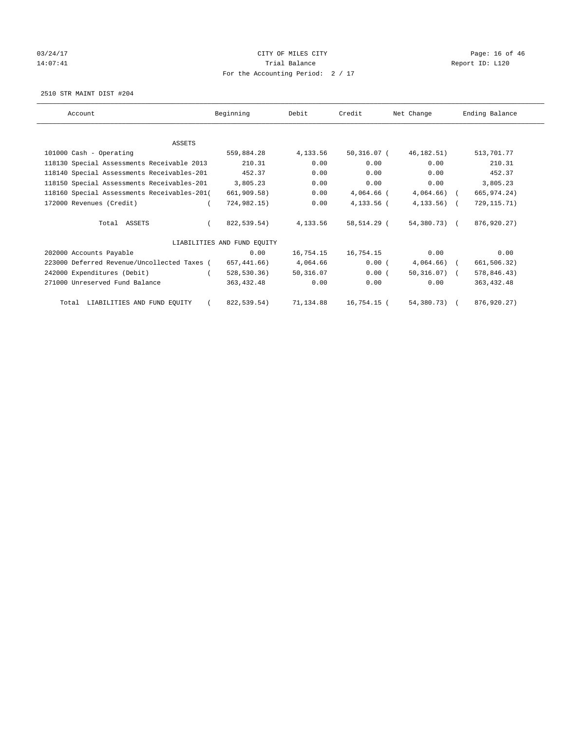CITY OF MILES CITY

Trial Balance

For the Accounting Period: 2 / 17

2510 STR MAINT DIST #204

| Account | Beginning | Debit | Credit | Net Change | Ending Balance |
|---|---|---|---|---|---|
| ASSETS | | | | | |
| 101000 Cash - Operating | 559,884.28 | 4,133.56 | 50,316.07 | ( 46,182.51) | 513,701.77 |
| 118130 Special Assessments Receivable 2013 | 210.31 | 0.00 | 0.00 | 0.00 | 210.31 |
| 118140 Special Assessments Receivables-201 | 452.37 | 0.00 | 0.00 | 0.00 | 452.37 |
| 118150 Special Assessments Receivables-201 | 3,805.23 | 0.00 | 0.00 | 0.00 | 3,805.23 |
| 118160 Special Assessments Receivables-201 | ( 661,909.58) | 0.00 | 4,064.66 | ( 4,064.66) | ( 665,974.24) |
| 172000 Revenues (Credit) | ( 724,982.15) | 0.00 | 4,133.56 | ( 4,133.56) | ( 729,115.71) |
| Total ASSETS | ( 822,539.54) | 4,133.56 | 58,514.29 | ( 54,380.73) | ( 876,920.27) |
| LIABILITIES AND FUND EQUITY | | | | | |
| 202000 Accounts Payable | 0.00 | 16,754.15 | 16,754.15 | 0.00 | 0.00 |
| 223000 Deferred Revenue/Uncollected Taxes | ( 657,441.66) | 4,064.66 | 0.00 | ( 4,064.66) | ( 661,506.32) |
| 242000 Expenditures (Debit) | ( 528,530.36) | 50,316.07 | 0.00 | ( 50,316.07) | ( 578,846.43) |
| 271000 Unreserved Fund Balance | 363,432.48 | 0.00 | 0.00 | 0.00 | 363,432.48 |
| Total LIABILITIES AND FUND EQUITY | ( 822,539.54) | 71,134.88 | 16,754.15 | ( 54,380.73) | ( 876,920.27) |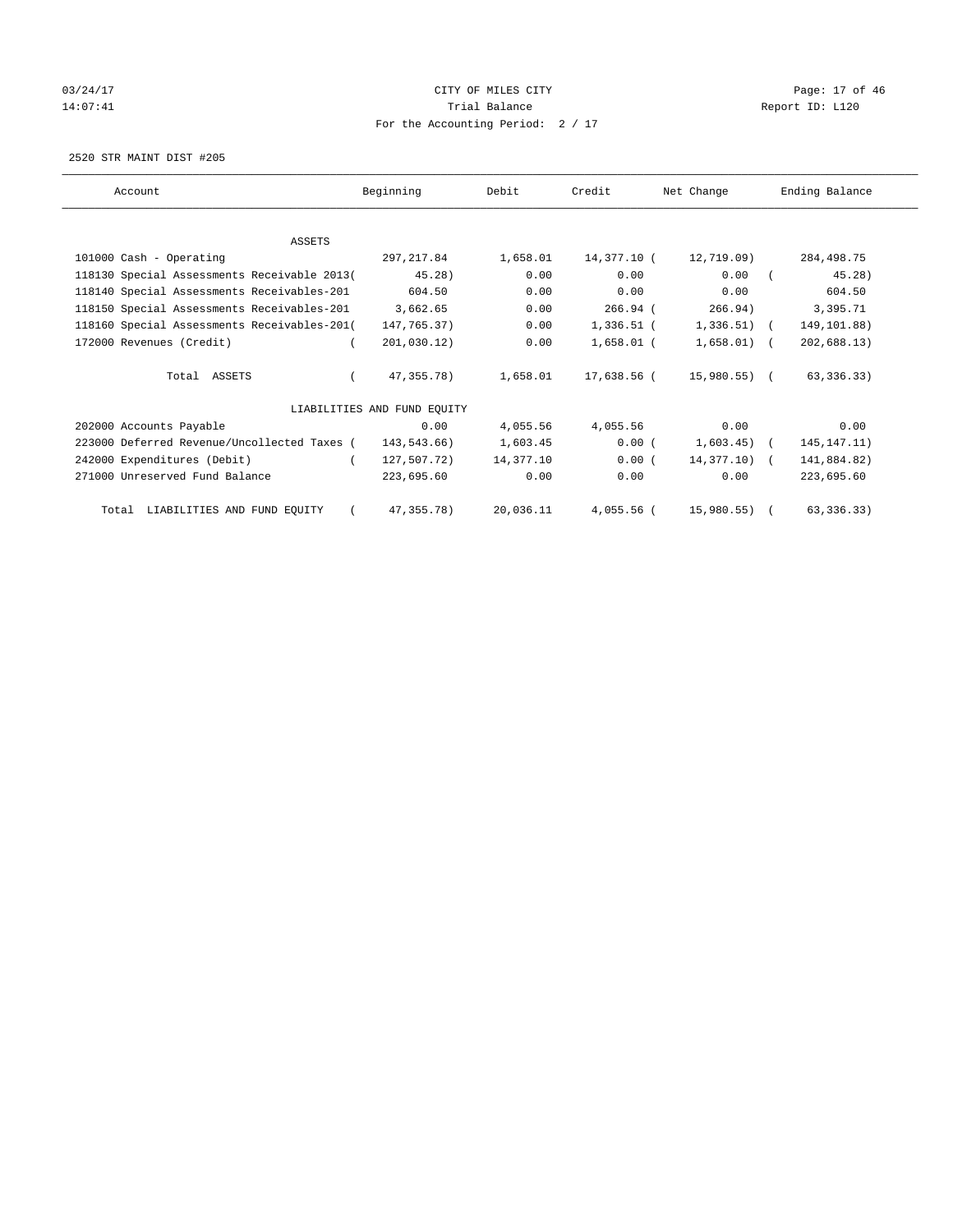CITY OF MILES CITY

Trial Balance

For the Accounting Period: 2 / 17

2520 STR MAINT DIST #205

| Account | Beginning | Debit | Credit | Net Change | Ending Balance |
|---|---|---|---|---|---|
| ASSETS | | | | | |
| 101000 Cash - Operating | 297,217.84 | 1,658.01 | 14,377.10 | ( 12,719.09) | 284,498.75 |
| 118130 Special Assessments Receivable 2013 | ( 45.28) | 0.00 | 0.00 | 0.00 | ( 45.28) |
| 118140 Special Assessments Receivables-201 | 604.50 | 0.00 | 0.00 | 0.00 | 604.50 |
| 118150 Special Assessments Receivables-201 | 3,662.65 | 0.00 | 266.94 | ( 266.94) | 3,395.71 |
| 118160 Special Assessments Receivables-201 | ( 147,765.37) | 0.00 | 1,336.51 | ( 1,336.51) | ( 149,101.88) |
| 172000 Revenues (Credit) | ( 201,030.12) | 0.00 | 1,658.01 | ( 1,658.01) | ( 202,688.13) |
| Total ASSETS | ( 47,355.78) | 1,658.01 | 17,638.56 | ( 15,980.55) | ( 63,336.33) |
| LIABILITIES AND FUND EQUITY | | | | | |
| 202000 Accounts Payable | 0.00 | 4,055.56 | 4,055.56 | 0.00 | 0.00 |
| 223000 Deferred Revenue/Uncollected Taxes | ( 143,543.66) | 1,603.45 | 0.00 | ( 1,603.45) | ( 145,147.11) |
| 242000 Expenditures (Debit) | ( 127,507.72) | 14,377.10 | 0.00 | ( 14,377.10) | ( 141,884.82) |
| 271000 Unreserved Fund Balance | 223,695.60 | 0.00 | 0.00 | 0.00 | 223,695.60 |
| Total LIABILITIES AND FUND EQUITY | ( 47,355.78) | 20,036.11 | 4,055.56 | ( 15,980.55) | ( 63,336.33) |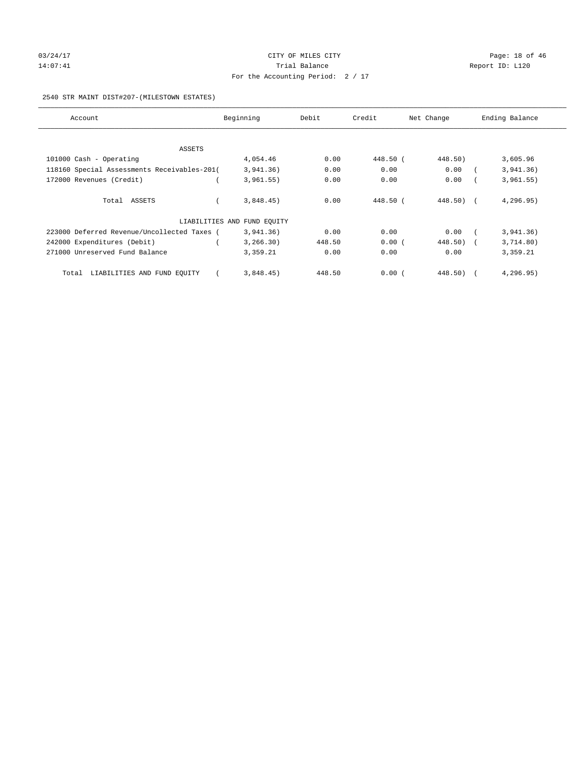CITY OF MILES CITY
Trial Balance
For the Accounting Period: 2 / 17

03/24/17
14:07:41

Report ID: L120

2540 STR MAINT DIST#207-(MILESTOWN ESTATES)

| Account | Beginning | Debit | Credit | Net Change | Ending Balance |
|---|---|---|---|---|---|
| ASSETS | | | | | |
| 101000 Cash - Operating | 4,054.46 | 0.00 | 448.50 | ( 448.50) | 3,605.96 |
| 118160 Special Assessments Receivables-201 | ( 3,941.36) | 0.00 | 0.00 | 0.00 | ( 3,941.36) |
| 172000 Revenues (Credit) | ( 3,961.55) | 0.00 | 0.00 | 0.00 | ( 3,961.55) |
| Total ASSETS | ( 3,848.45) | 0.00 | 448.50 | ( 448.50) | ( 4,296.95) |
| LIABILITIES AND FUND EQUITY | | | | | |
| 223000 Deferred Revenue/Uncollected Taxes | ( 3,941.36) | 0.00 | 0.00 | 0.00 | ( 3,941.36) |
| 242000 Expenditures (Debit) | ( 3,266.30) | 448.50 | 0.00 | ( 448.50) | ( 3,714.80) |
| 271000 Unreserved Fund Balance | 3,359.21 | 0.00 | 0.00 | 0.00 | 3,359.21 |
| Total LIABILITIES AND FUND EQUITY | ( 3,848.45) | 448.50 | 0.00 | ( 448.50) | ( 4,296.95) |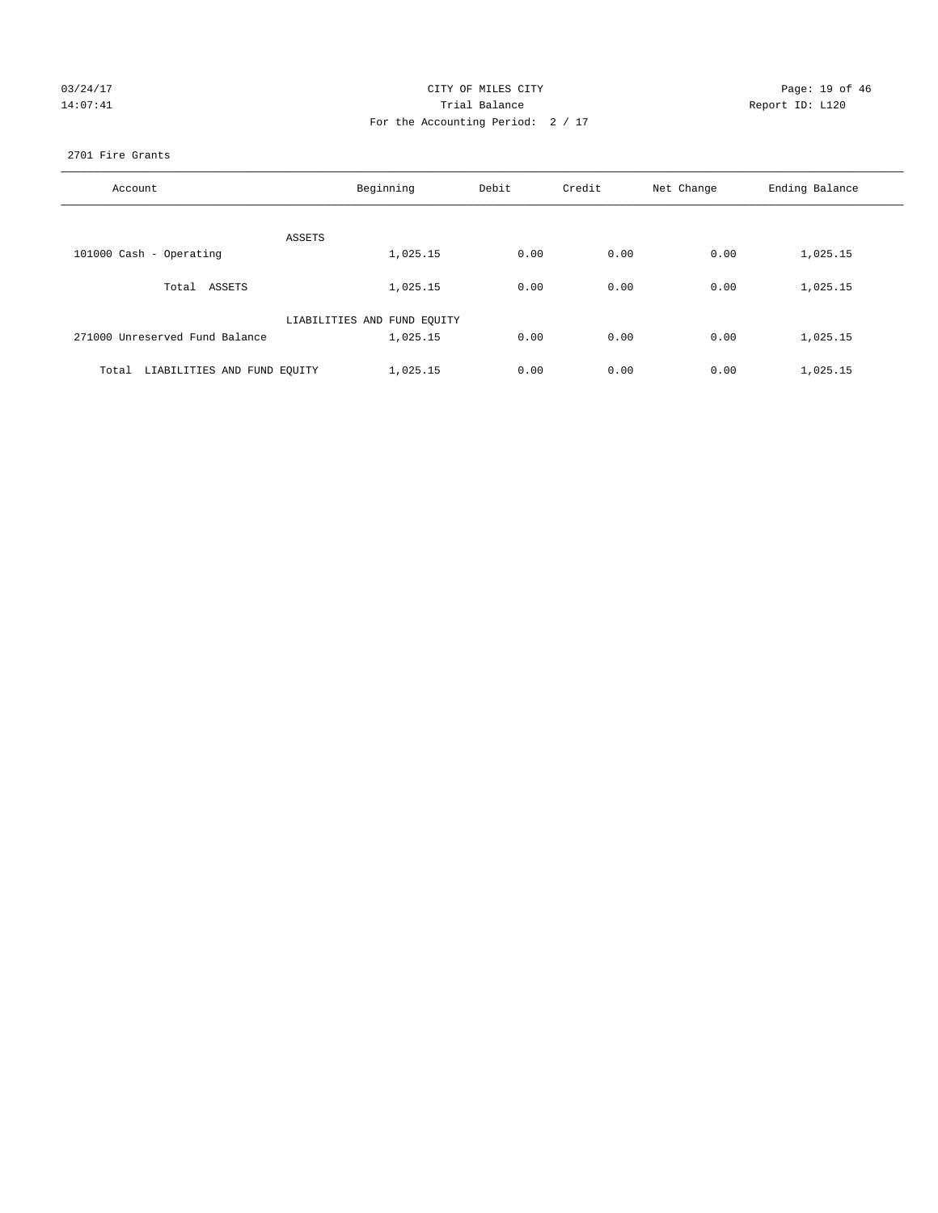CITY OF MILES CITY

Trial Balance

For the Accounting Period: 2 / 17

03/24/17
14:07:41

Report ID: L120

2701 Fire Grants

| Account | Beginning | Debit | Credit | Net Change | Ending Balance |
|---|---|---|---|---|---|
| ASSETS | | | | | |
| 101000 Cash - Operating | 1,025.15 | 0.00 | 0.00 | 0.00 | 1,025.15 |
| Total ASSETS | 1,025.15 | 0.00 | 0.00 | 0.00 | 1,025.15 |
| LIABILITIES AND FUND EQUITY | | | | | |
| 271000 Unreserved Fund Balance | 1,025.15 | 0.00 | 0.00 | 0.00 | 1,025.15 |
| Total LIABILITIES AND FUND EQUITY | 1,025.15 | 0.00 | 0.00 | 0.00 | 1,025.15 |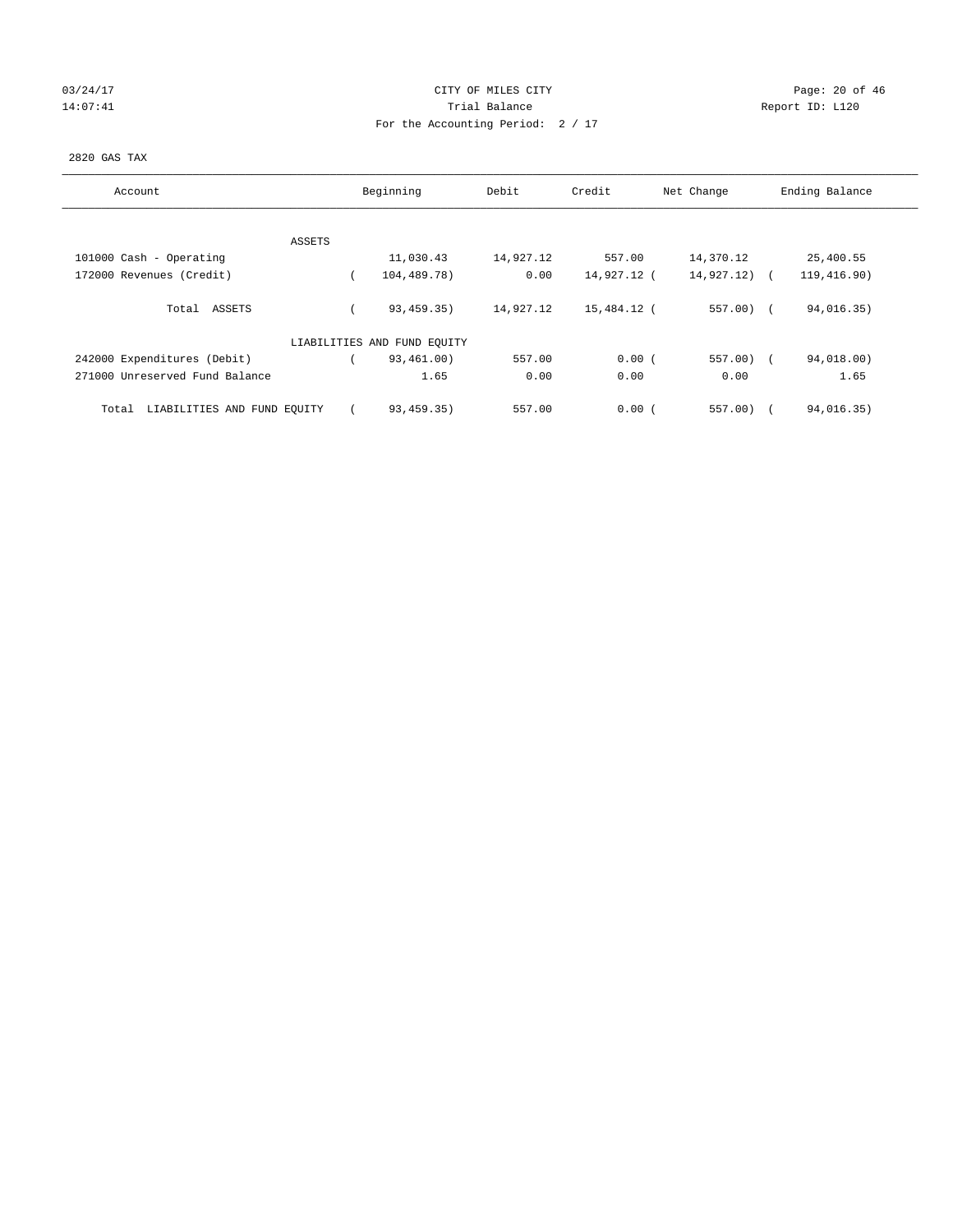CITY OF MILES CITY
Trial Balance
For the Accounting Period: 2 / 17

03/24/17
14:07:41

Report ID: L120

2820 GAS TAX

| Account | Beginning | Debit | Credit | Net Change | Ending Balance |
|---|---|---|---|---|---|
| ASSETS | | | | | |
| 101000 Cash - Operating | 11,030.43 | 14,927.12 | 557.00 | 14,370.12 | 25,400.55 |
| 172000 Revenues (Credit) | ( 104,489.78) | 0.00 | 14,927.12 | ( 14,927.12) | ( 119,416.90) |
| Total ASSETS | ( 93,459.35) | 14,927.12 | 15,484.12 | ( 557.00) | ( 94,016.35) |
| LIABILITIES AND FUND EQUITY | | | | | |
| 242000 Expenditures (Debit) | ( 93,461.00) | 557.00 | 0.00 | ( 557.00) | ( 94,018.00) |
| 271000 Unreserved Fund Balance | 1.65 | 0.00 | 0.00 | 0.00 | 1.65 |
| Total LIABILITIES AND FUND EQUITY | ( 93,459.35) | 557.00 | 0.00 | ( 557.00) | ( 94,016.35) |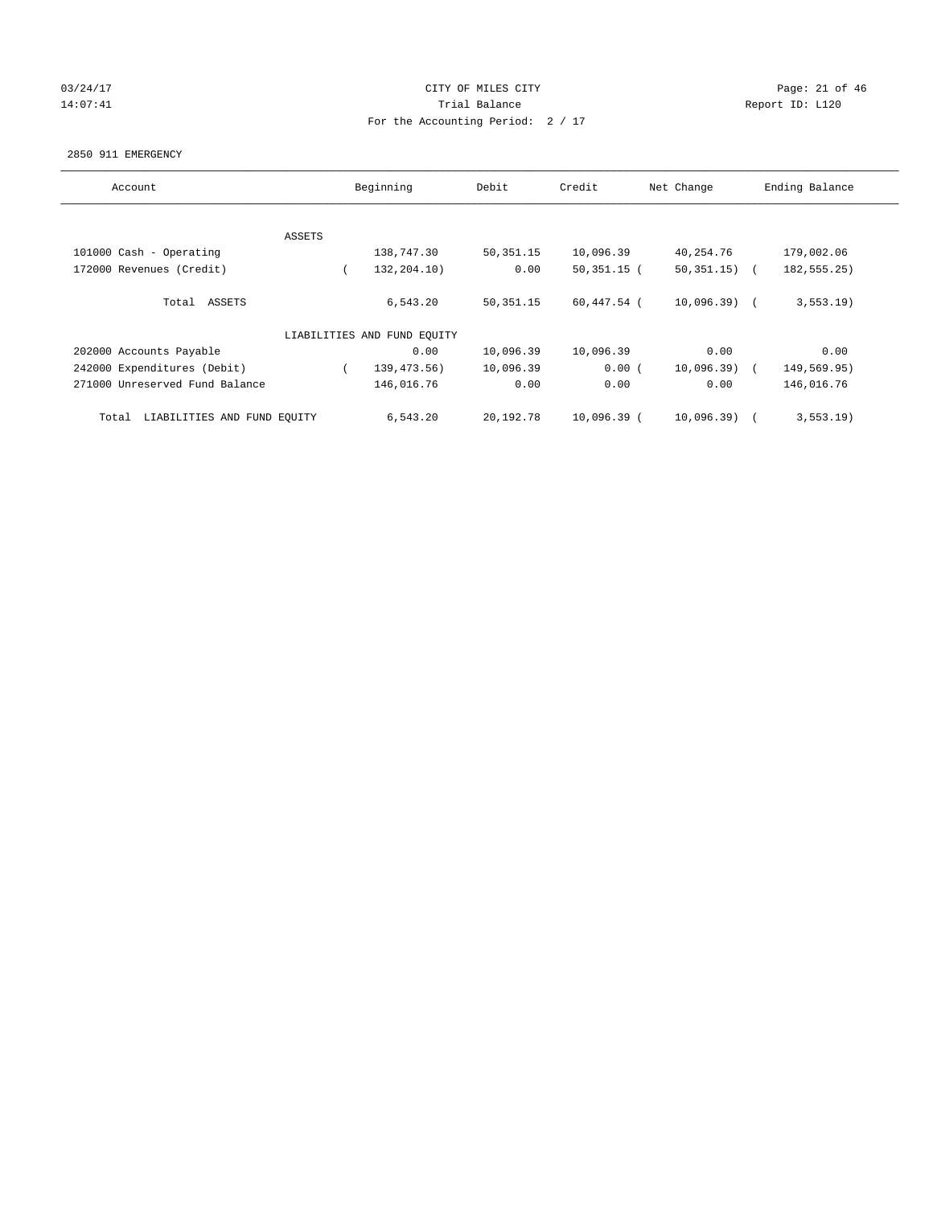# CITY OF MILES CITY

## Trial Balance

For the Accounting Period: 2 / 17

03/24/17 14:07:41 — Report ID: L120

### 2850 911 EMERGENCY

| Account | Beginning | Debit | Credit | Net Change | Ending Balance |
|---|---|---|---|---|---|
| **ASSETS** | | | | | |
| 101000 Cash - Operating | 138,747.30 | 50,351.15 | 10,096.39 | 40,254.76 | 179,002.06 |
| 172000 Revenues (Credit) | ( 132,204.10) | 0.00 | 50,351.15 | ( 50,351.15) | ( 182,555.25) |
| Total ASSETS | 6,543.20 | 50,351.15 | 60,447.54 | ( 10,096.39) | ( 3,553.19) |
| **LIABILITIES AND FUND EQUITY** | | | | | |
| 202000 Accounts Payable | 0.00 | 10,096.39 | 10,096.39 | 0.00 | 0.00 |
| 242000 Expenditures (Debit) | ( 139,473.56) | 10,096.39 | 0.00 | ( 10,096.39) | ( 149,569.95) |
| 271000 Unreserved Fund Balance | 146,016.76 | 0.00 | 0.00 | 0.00 | 146,016.76 |
| Total LIABILITIES AND FUND EQUITY | 6,543.20 | 20,192.78 | 10,096.39 | ( 10,096.39) | ( 3,553.19) |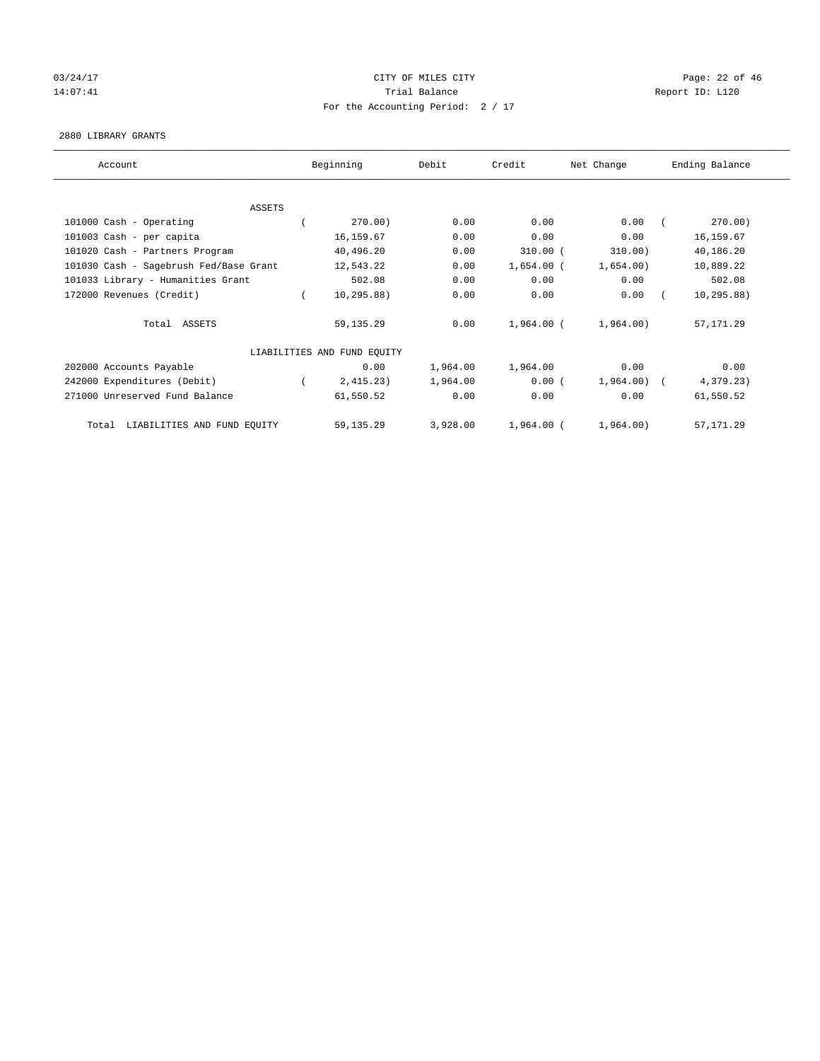CITY OF MILES CITY
Trial Balance
For the Accounting Period: 2 / 17

03/24/17
14:07:41

Report ID: L120

2880 LIBRARY GRANTS

| Account | Beginning | Debit | Credit | Net Change | Ending Balance |
|---|---|---|---|---|---|
| ASSETS | | | | | |
| 101000 Cash - Operating | ( 270.00) | 0.00 | 0.00 | 0.00 | ( 270.00) |
| 101003 Cash - per capita | 16,159.67 | 0.00 | 0.00 | 0.00 | 16,159.67 |
| 101020 Cash - Partners Program | 40,496.20 | 0.00 | 310.00 | ( 310.00) | 40,186.20 |
| 101030 Cash - Sagebrush Fed/Base Grant | 12,543.22 | 0.00 | 1,654.00 | ( 1,654.00) | 10,889.22 |
| 101033 Library - Humanities Grant | 502.08 | 0.00 | 0.00 | 0.00 | 502.08 |
| 172000 Revenues (Credit) | ( 10,295.88) | 0.00 | 0.00 | 0.00 | ( 10,295.88) |
| Total ASSETS | 59,135.29 | 0.00 | 1,964.00 | ( 1,964.00) | 57,171.29 |
| LIABILITIES AND FUND EQUITY | | | | | |
| 202000 Accounts Payable | 0.00 | 1,964.00 | 1,964.00 | 0.00 | 0.00 |
| 242000 Expenditures (Debit) | ( 2,415.23) | 1,964.00 | 0.00 | ( 1,964.00) | ( 4,379.23) |
| 271000 Unreserved Fund Balance | 61,550.52 | 0.00 | 0.00 | 0.00 | 61,550.52 |
| Total LIABILITIES AND FUND EQUITY | 59,135.29 | 3,928.00 | 1,964.00 | ( 1,964.00) | 57,171.29 |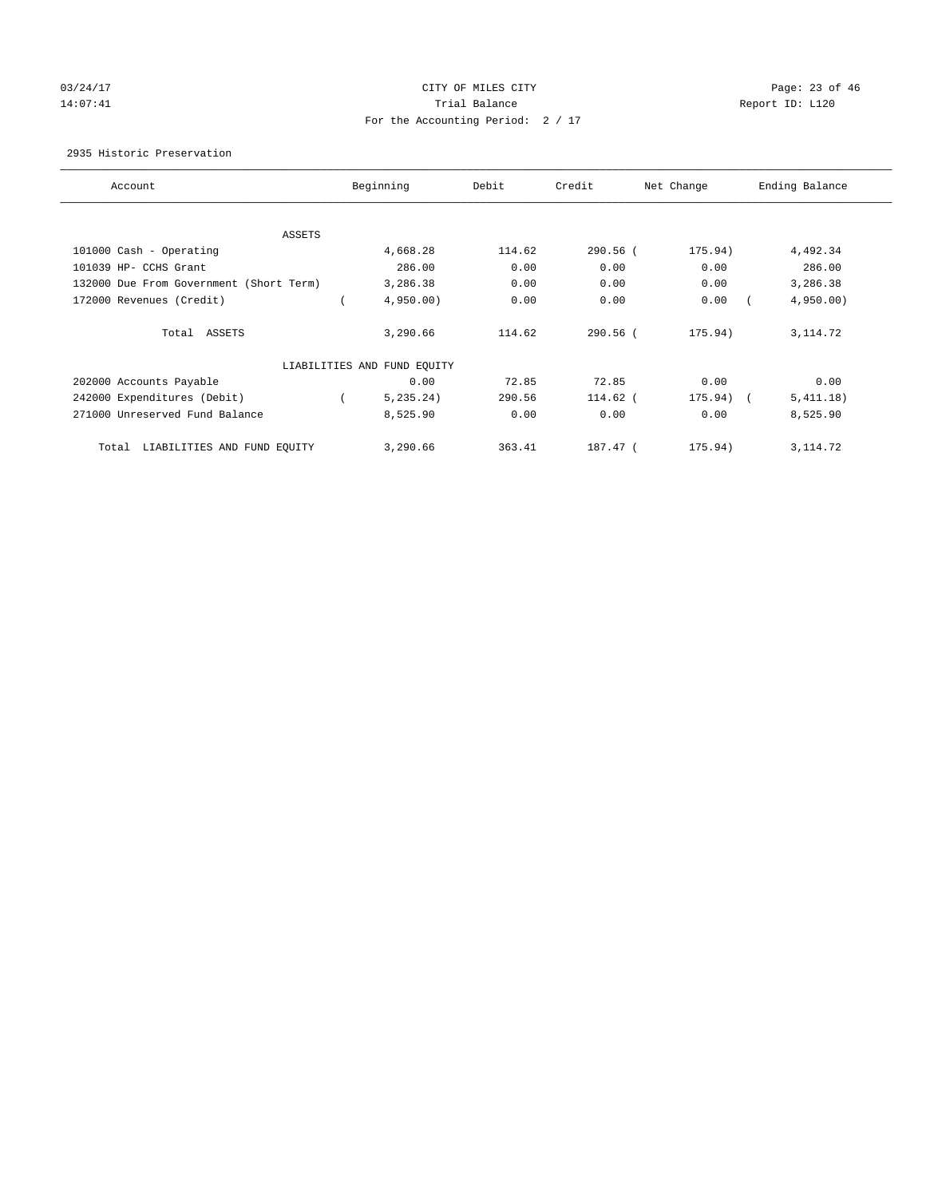CITY OF MILES CITY
Trial Balance
For the Accounting Period: 2 / 17

03/24/17
14:07:41

Report ID: L120

2935 Historic Preservation

| Account | Beginning | Debit | Credit | Net Change | Ending Balance |
|---|---|---|---|---|---|
| ASSETS | | | | | |
| 101000 Cash - Operating | 4,668.28 | 114.62 | 290.56 | (175.94) | 4,492.34 |
| 101039 HP- CCHS Grant | 286.00 | 0.00 | 0.00 | 0.00 | 286.00 |
| 132000 Due From Government (Short Term) | 3,286.38 | 0.00 | 0.00 | 0.00 | 3,286.38 |
| 172000 Revenues (Credit) | (4,950.00) | 0.00 | 0.00 | 0.00 | (4,950.00) |
| Total ASSETS | 3,290.66 | 114.62 | 290.56 | (175.94) | 3,114.72 |
| LIABILITIES AND FUND EQUITY | | | | | |
| 202000 Accounts Payable | 0.00 | 72.85 | 72.85 | 0.00 | 0.00 |
| 242000 Expenditures (Debit) | (5,235.24) | 290.56 | 114.62 | (175.94) | (5,411.18) |
| 271000 Unreserved Fund Balance | 8,525.90 | 0.00 | 0.00 | 0.00 | 8,525.90 |
| Total LIABILITIES AND FUND EQUITY | 3,290.66 | 363.41 | 187.47 | (175.94) | 3,114.72 |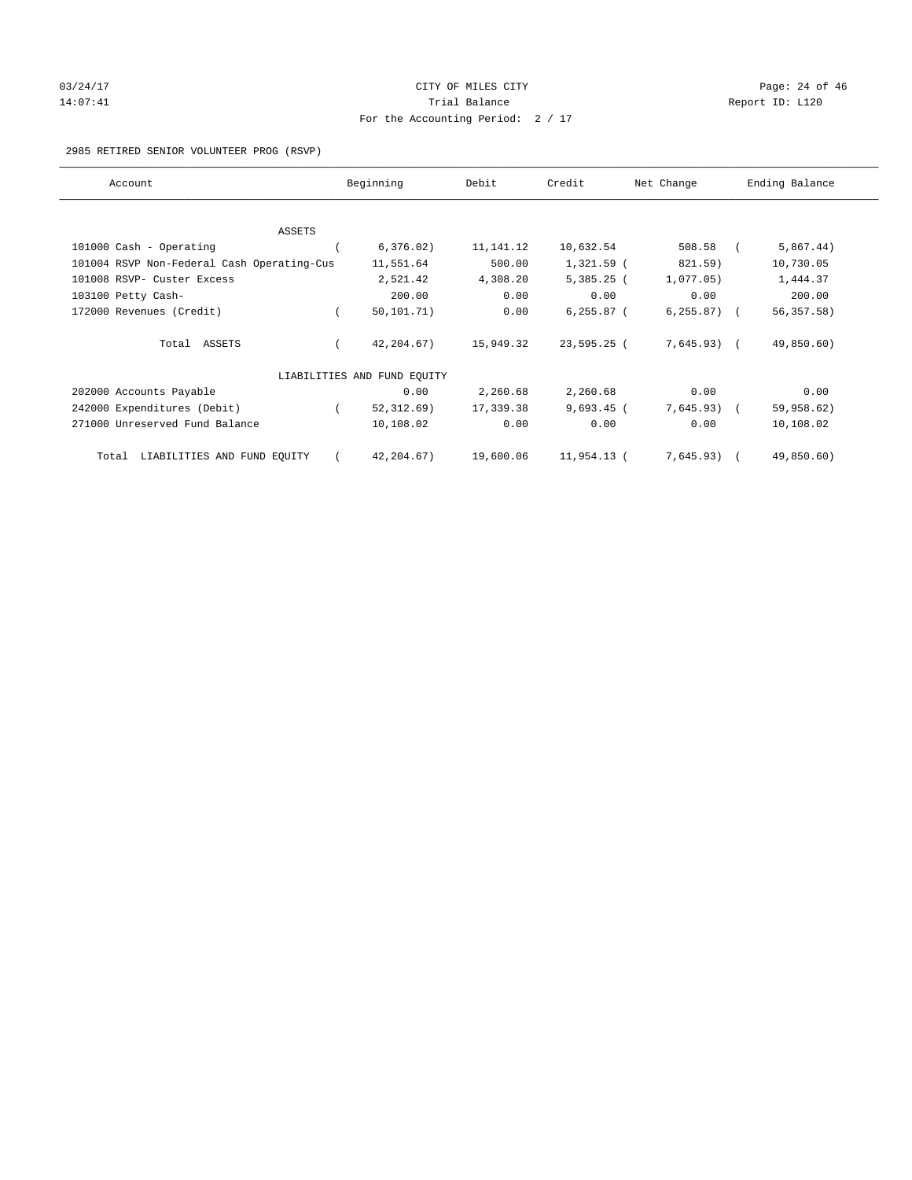CITY OF MILES CITY

Trial Balance

For the Accounting Period: 2 / 17

03/24/17 14:07:41 — Report ID: L120

2985 RETIRED SENIOR VOLUNTEER PROG (RSVP)

| Account | Beginning | Debit | Credit | Net Change | Ending Balance |
|---|---|---|---|---|---|
| ASSETS | | | | | |
| 101000 Cash - Operating | ( 6,376.02) | 11,141.12 | 10,632.54 | 508.58 | ( 5,867.44) |
| 101004 RSVP Non-Federal Cash Operating-Cus | 11,551.64 | 500.00 | 1,321.59 | ( 821.59) | 10,730.05 |
| 101008 RSVP- Custer Excess | 2,521.42 | 4,308.20 | 5,385.25 | ( 1,077.05) | 1,444.37 |
| 103100 Petty Cash- | 200.00 | 0.00 | 0.00 | 0.00 | 200.00 |
| 172000 Revenues (Credit) | ( 50,101.71) | 0.00 | 6,255.87 | ( 6,255.87) | ( 56,357.58) |
| Total ASSETS | ( 42,204.67) | 15,949.32 | 23,595.25 | ( 7,645.93) | ( 49,850.60) |
| LIABILITIES AND FUND EQUITY | | | | | |
| 202000 Accounts Payable | 0.00 | 2,260.68 | 2,260.68 | 0.00 | 0.00 |
| 242000 Expenditures (Debit) | ( 52,312.69) | 17,339.38 | 9,693.45 | ( 7,645.93) | ( 59,958.62) |
| 271000 Unreserved Fund Balance | 10,108.02 | 0.00 | 0.00 | 0.00 | 10,108.02 |
| Total LIABILITIES AND FUND EQUITY | ( 42,204.67) | 19,600.06 | 11,954.13 | ( 7,645.93) | ( 49,850.60) |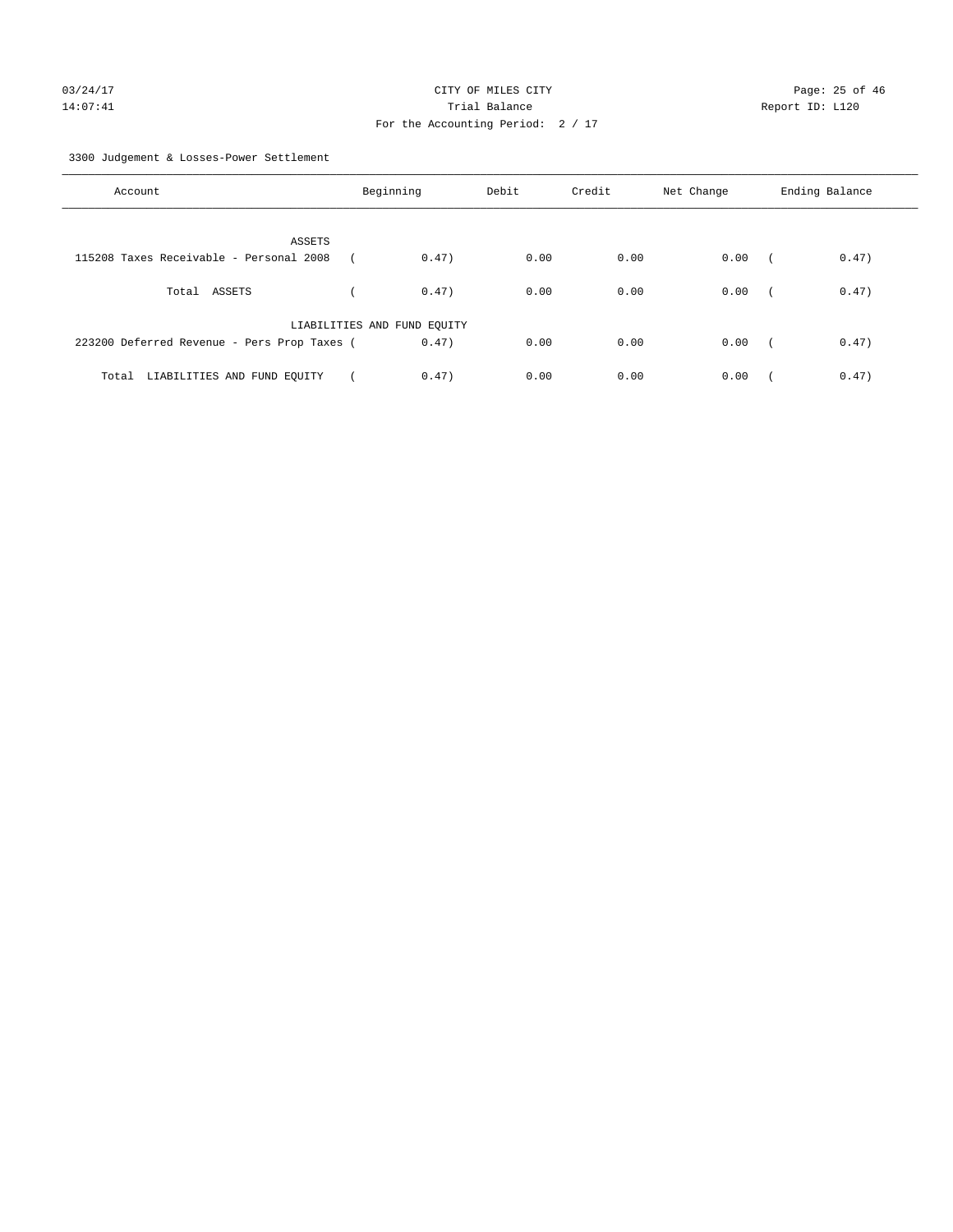CITY OF MILES CITY
Trial Balance
For the Accounting Period: 2 / 17

03/24/17
14:07:41

Report ID: L120

3300 Judgement & Losses-Power Settlement

| Account | Beginning | Debit | Credit | Net Change | Ending Balance |
|---|---|---|---|---|---|
| ASSETS | | | | | |
| 115208 Taxes Receivable - Personal 2008 | ( 0.47) | 0.00 | 0.00 | 0.00 | ( 0.47) |
| Total ASSETS | ( 0.47) | 0.00 | 0.00 | 0.00 | ( 0.47) |
| LIABILITIES AND FUND EQUITY | | | | | |
| 223200 Deferred Revenue - Pers Prop Taxes | ( 0.47) | 0.00 | 0.00 | 0.00 | ( 0.47) |
| Total LIABILITIES AND FUND EQUITY | ( 0.47) | 0.00 | 0.00 | 0.00 | ( 0.47) |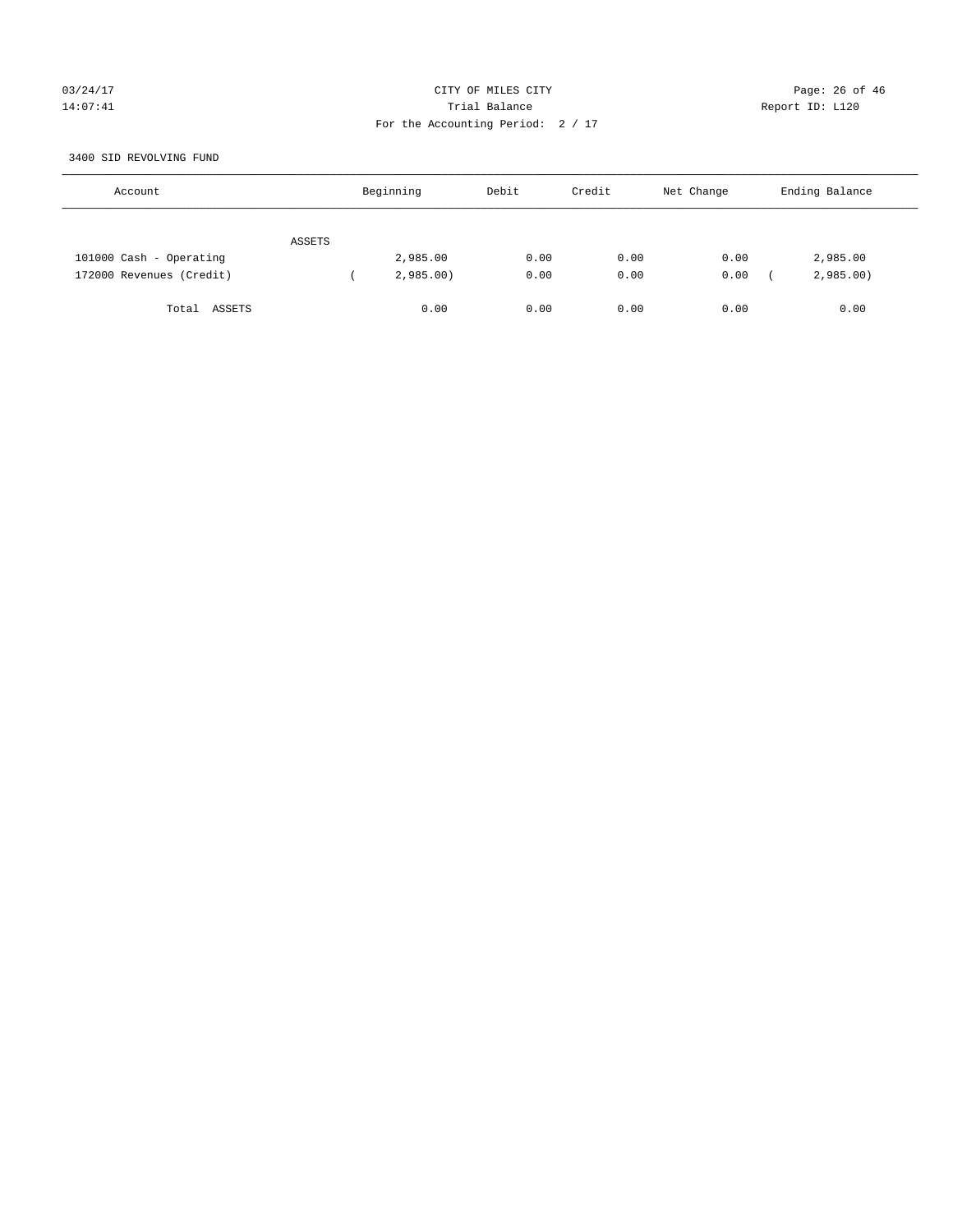CITY OF MILES CITY

Trial Balance

For the Accounting Period: 2 / 17

03/24/17 14:07:41 — Report ID: L120

3400 SID REVOLVING FUND

| Account | Beginning | Debit | Credit | Net Change | Ending Balance |
|---|---|---|---|---|---|
| ASSETS | | | | | |
| 101000 Cash - Operating | 2,985.00 | 0.00 | 0.00 | 0.00 | 2,985.00 |
| 172000 Revenues (Credit) | ( 2,985.00) | 0.00 | 0.00 | 0.00 | ( 2,985.00) |
| Total ASSETS | 0.00 | 0.00 | 0.00 | 0.00 | 0.00 |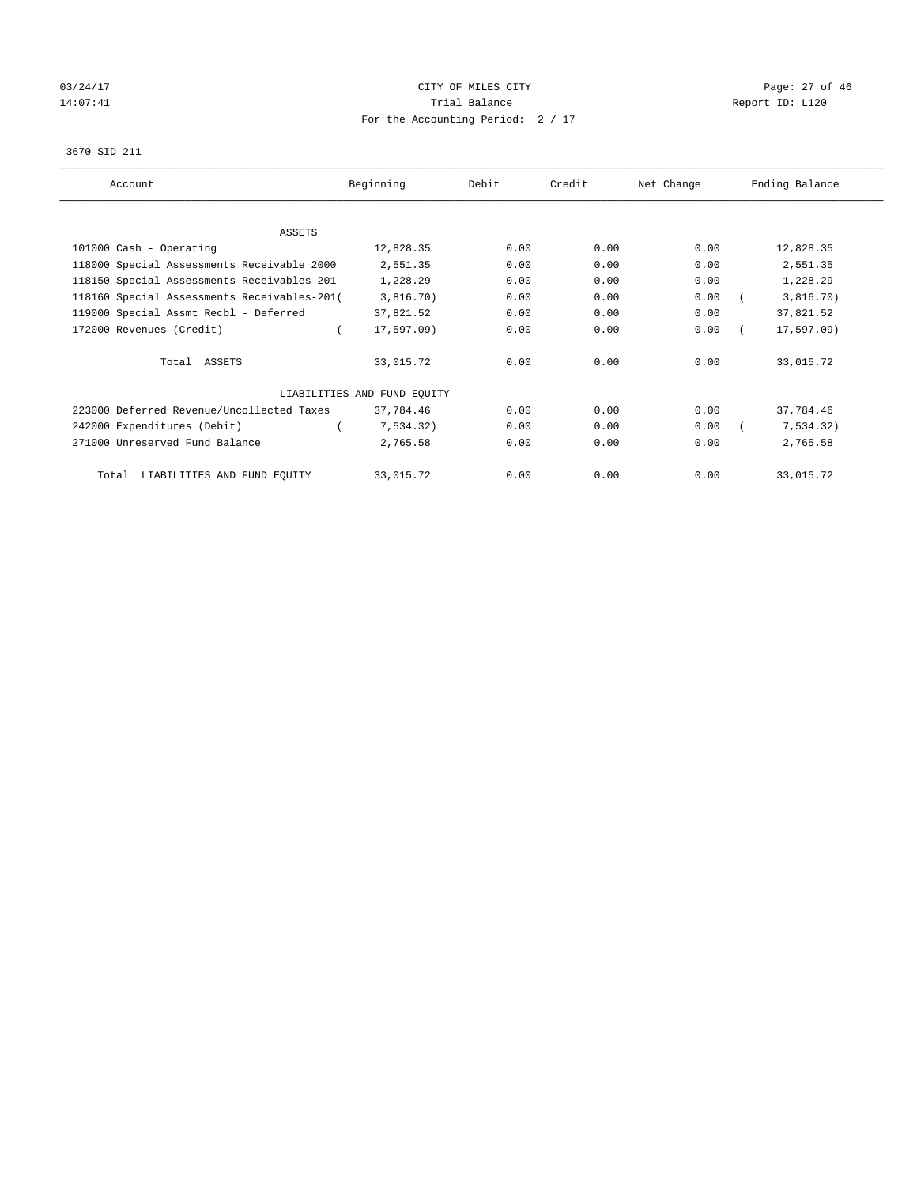CITY OF MILES CITY

Trial Balance

For the Accounting Period: 2 / 17

03/24/17 14:07:41

Report ID: L120

3670 SID 211

| Account | Beginning | Debit | Credit | Net Change | Ending Balance |
|---|---|---|---|---|---|
| ASSETS | | | | | |
| 101000 Cash - Operating | 12,828.35 | 0.00 | 0.00 | 0.00 | 12,828.35 |
| 118000 Special Assessments Receivable 2000 | 2,551.35 | 0.00 | 0.00 | 0.00 | 2,551.35 |
| 118150 Special Assessments Receivables-201 | 1,228.29 | 0.00 | 0.00 | 0.00 | 1,228.29 |
| 118160 Special Assessments Receivables-201 | ( 3,816.70) | 0.00 | 0.00 | 0.00 | ( 3,816.70) |
| 119000 Special Assmt Recbl - Deferred | 37,821.52 | 0.00 | 0.00 | 0.00 | 37,821.52 |
| 172000 Revenues (Credit) | ( 17,597.09) | 0.00 | 0.00 | 0.00 | ( 17,597.09) |
| Total ASSETS | 33,015.72 | 0.00 | 0.00 | 0.00 | 33,015.72 |
| LIABILITIES AND FUND EQUITY | | | | | |
| 223000 Deferred Revenue/Uncollected Taxes | 37,784.46 | 0.00 | 0.00 | 0.00 | 37,784.46 |
| 242000 Expenditures (Debit) | ( 7,534.32) | 0.00 | 0.00 | 0.00 | ( 7,534.32) |
| 271000 Unreserved Fund Balance | 2,765.58 | 0.00 | 0.00 | 0.00 | 2,765.58 |
| Total LIABILITIES AND FUND EQUITY | 33,015.72 | 0.00 | 0.00 | 0.00 | 33,015.72 |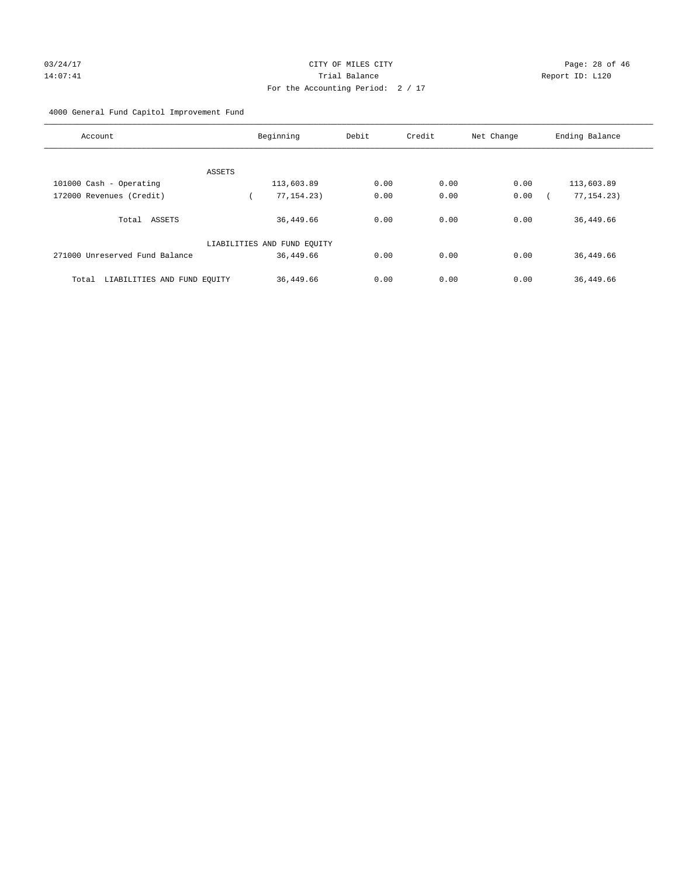CITY OF MILES CITY
Trial Balance
For the Accounting Period: 2 / 17

03/24/17
14:07:41

Report ID: L120

4000 General Fund Capitol Improvement Fund

| Account | Beginning | Debit | Credit | Net Change | Ending Balance |
|---|---|---|---|---|---|
| ASSETS | | | | | |
| 101000 Cash - Operating | 113,603.89 | 0.00 | 0.00 | 0.00 | 113,603.89 |
| 172000 Revenues (Credit) | ( 77,154.23) | 0.00 | 0.00 | 0.00 | ( 77,154.23) |
| Total ASSETS | 36,449.66 | 0.00 | 0.00 | 0.00 | 36,449.66 |
| LIABILITIES AND FUND EQUITY | | | | | |
| 271000 Unreserved Fund Balance | 36,449.66 | 0.00 | 0.00 | 0.00 | 36,449.66 |
| Total LIABILITIES AND FUND EQUITY | 36,449.66 | 0.00 | 0.00 | 0.00 | 36,449.66 |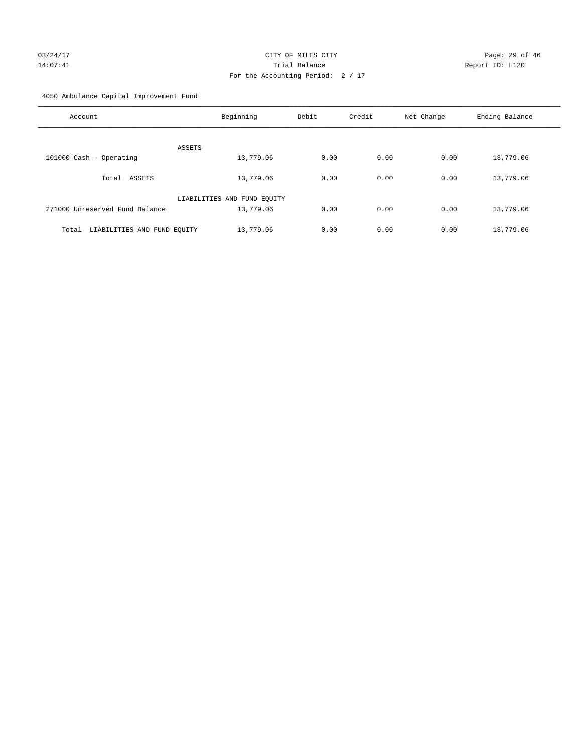CITY OF MILES CITY
Trial Balance
For the Accounting Period: 2 / 17

03/24/17 14:07:41 Report ID: L120

4050 Ambulance Capital Improvement Fund

| Account | Beginning | Debit | Credit | Net Change | Ending Balance |
|---|---|---|---|---|---|
| **ASSETS** | | | | | |
| 101000 Cash - Operating | 13,779.06 | 0.00 | 0.00 | 0.00 | 13,779.06 |
| Total ASSETS | 13,779.06 | 0.00 | 0.00 | 0.00 | 13,779.06 |
| **LIABILITIES AND FUND EQUITY** | | | | | |
| 271000 Unreserved Fund Balance | 13,779.06 | 0.00 | 0.00 | 0.00 | 13,779.06 |
| Total LIABILITIES AND FUND EQUITY | 13,779.06 | 0.00 | 0.00 | 0.00 | 13,779.06 |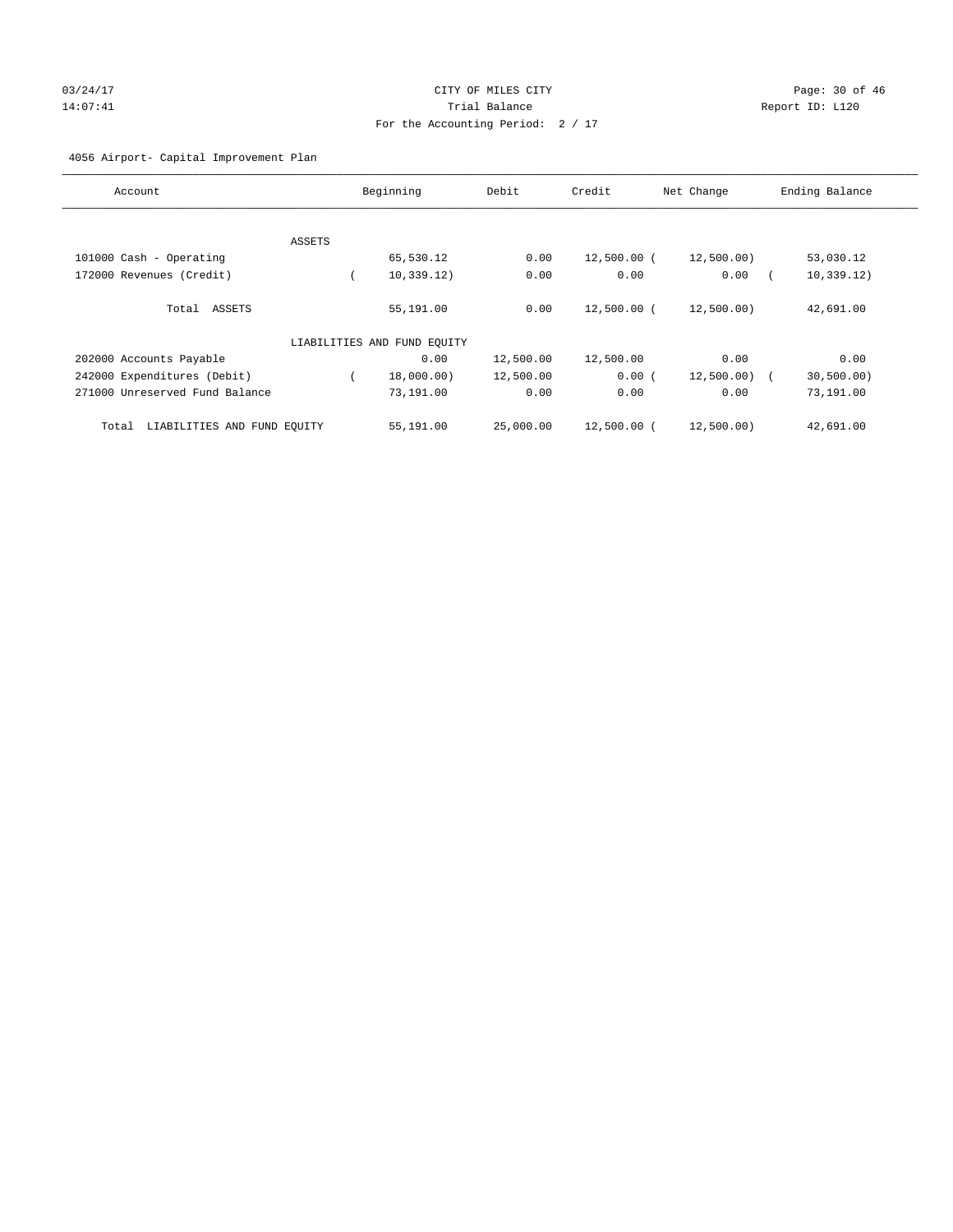CITY OF MILES CITY

Trial Balance

For the Accounting Period: 2 / 17

03/24/17 14:07:41 Report ID: L120

4056 Airport- Capital Improvement Plan

| Account | Beginning | Debit | Credit | Net Change | Ending Balance |
|---|---|---|---|---|---|
| ASSETS | | | | | |
| 101000 Cash - Operating | 65,530.12 | 0.00 | 12,500.00 | (12,500.00) | 53,030.12 |
| 172000 Revenues (Credit) | (10,339.12) | 0.00 | 0.00 | 0.00 | (10,339.12) |
| Total ASSETS | 55,191.00 | 0.00 | 12,500.00 | (12,500.00) | 42,691.00 |
| LIABILITIES AND FUND EQUITY | | | | | |
| 202000 Accounts Payable | 0.00 | 12,500.00 | 12,500.00 | 0.00 | 0.00 |
| 242000 Expenditures (Debit) | (18,000.00) | 12,500.00 | 0.00 | (12,500.00) | (30,500.00) |
| 271000 Unreserved Fund Balance | 73,191.00 | 0.00 | 0.00 | 0.00 | 73,191.00 |
| Total LIABILITIES AND FUND EQUITY | 55,191.00 | 25,000.00 | 12,500.00 | (12,500.00) | 42,691.00 |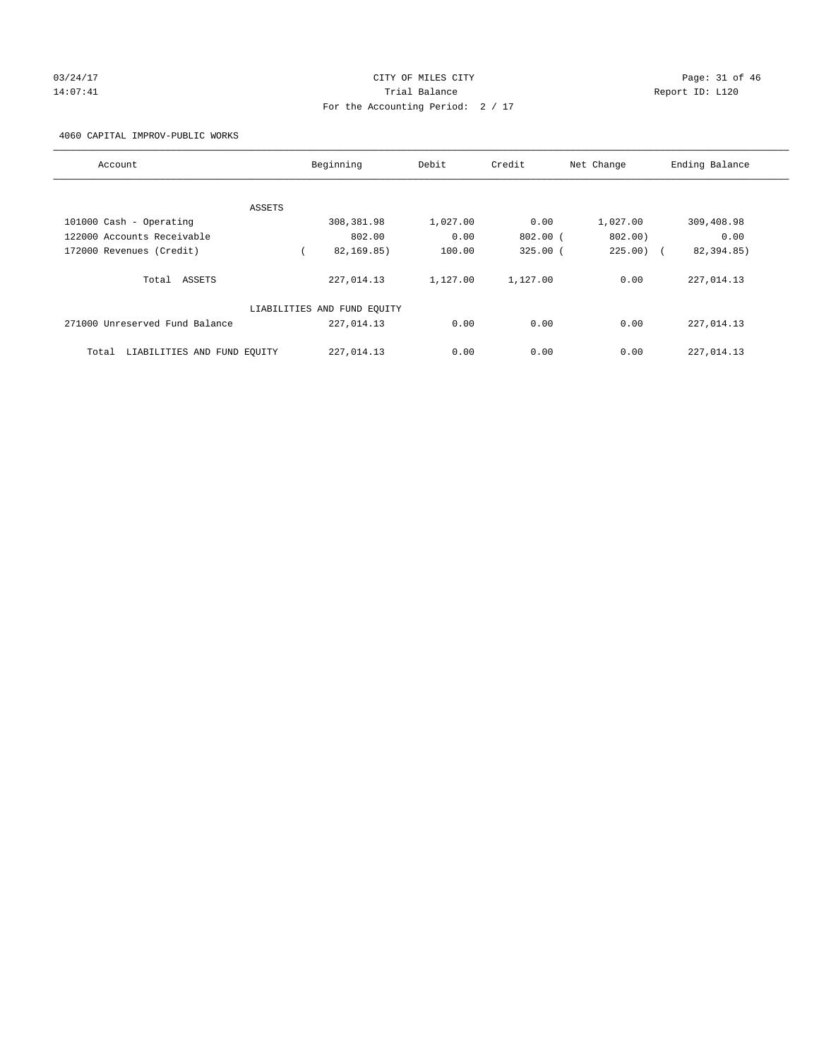CITY OF MILES CITY

Trial Balance

For the Accounting Period: 2 / 17

03/24/17 14:07:41 — Report ID: L120

4060 CAPITAL IMPROV-PUBLIC WORKS

| Account | Beginning | Debit | Credit | Net Change | Ending Balance |
|---|---|---|---|---|---|
| ASSETS | | | | | |
| 101000 Cash - Operating | 308,381.98 | 1,027.00 | 0.00 | 1,027.00 | 309,408.98 |
| 122000 Accounts Receivable | 802.00 | 0.00 | 802.00 | ( 802.00) | 0.00 |
| 172000 Revenues (Credit) | ( 82,169.85) | 100.00 | 325.00 | ( 225.00) | ( 82,394.85) |
| Total ASSETS | 227,014.13 | 1,127.00 | 1,127.00 | 0.00 | 227,014.13 |
| LIABILITIES AND FUND EQUITY | | | | | |
| 271000 Unreserved Fund Balance | 227,014.13 | 0.00 | 0.00 | 0.00 | 227,014.13 |
| Total LIABILITIES AND FUND EQUITY | 227,014.13 | 0.00 | 0.00 | 0.00 | 227,014.13 |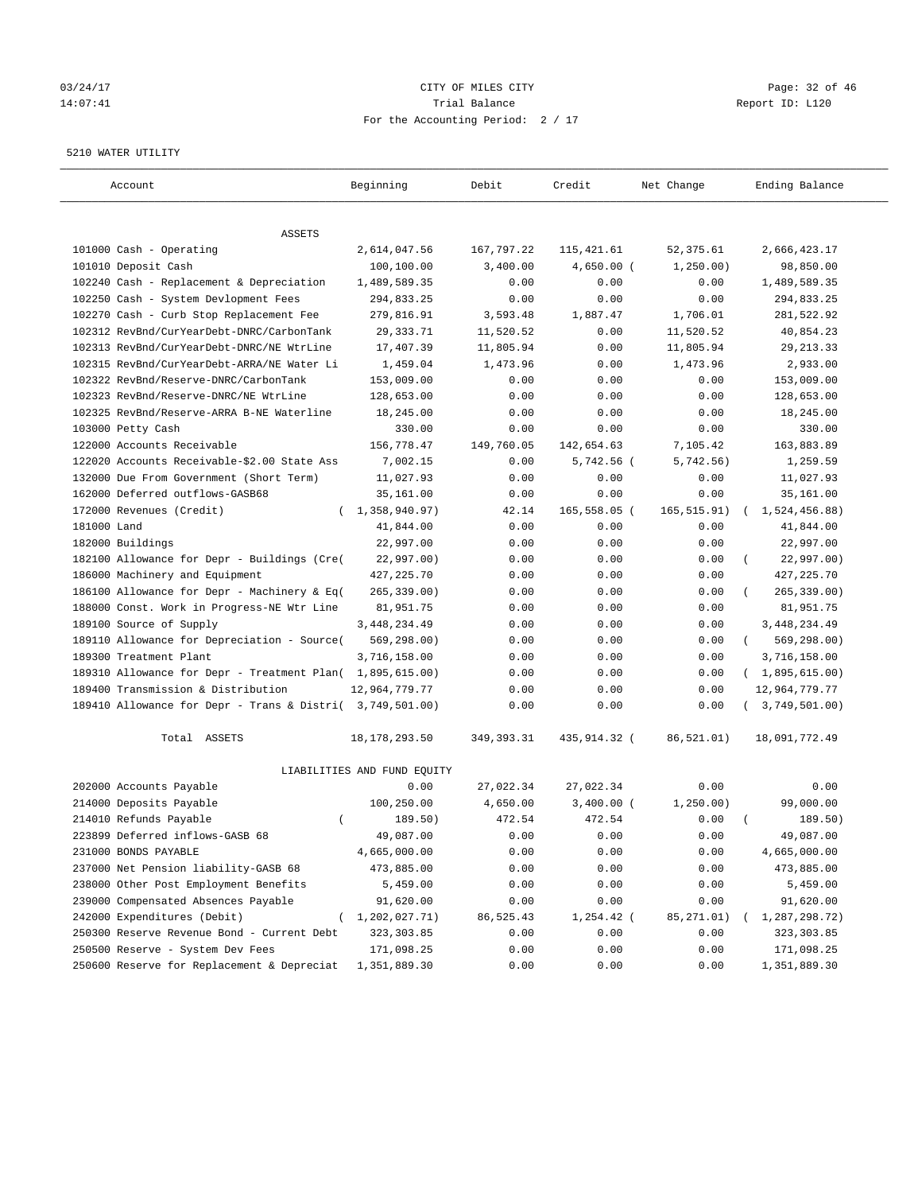CITY OF MILES CITY
Trial Balance
For the Accounting Period: 2 / 17

03/24/17
14:07:41

Report ID: L120

5210 WATER UTILITY

| Account | Beginning | Debit | Credit | Net Change | Ending Balance |
|---|---|---|---|---|---|
| **ASSETS** | | | | | |
| 101000 Cash - Operating | 2,614,047.56 | 167,797.22 | 115,421.61 | 52,375.61 | 2,666,423.17 |
| 101010 Deposit Cash | 100,100.00 | 3,400.00 | 4,650.00 | (1,250.00) | 98,850.00 |
| 102240 Cash - Replacement & Depreciation | 1,489,589.35 | 0.00 | 0.00 | 0.00 | 1,489,589.35 |
| 102250 Cash - System Devlopment Fees | 294,833.25 | 0.00 | 0.00 | 0.00 | 294,833.25 |
| 102270 Cash - Curb Stop Replacement Fee | 279,816.91 | 3,593.48 | 1,887.47 | 1,706.01 | 281,522.92 |
| 102312 RevBnd/CurYearDebt-DNRC/CarbonTank | 29,333.71 | 11,520.52 | 0.00 | 11,520.52 | 40,854.23 |
| 102313 RevBnd/CurYearDebt-DNRC/NE WtrLine | 17,407.39 | 11,805.94 | 0.00 | 11,805.94 | 29,213.33 |
| 102315 RevBnd/CurYearDebt-ARRA/NE Water Li | 1,459.04 | 1,473.96 | 0.00 | 1,473.96 | 2,933.00 |
| 102322 RevBnd/Reserve-DNRC/CarbonTank | 153,009.00 | 0.00 | 0.00 | 0.00 | 153,009.00 |
| 102323 RevBnd/Reserve-DNRC/NE WtrLine | 128,653.00 | 0.00 | 0.00 | 0.00 | 128,653.00 |
| 102325 RevBnd/Reserve-ARRA B-NE Waterline | 18,245.00 | 0.00 | 0.00 | 0.00 | 18,245.00 |
| 103000 Petty Cash | 330.00 | 0.00 | 0.00 | 0.00 | 330.00 |
| 122000 Accounts Receivable | 156,778.47 | 149,760.05 | 142,654.63 | 7,105.42 | 163,883.89 |
| 122020 Accounts Receivable-$2.00 State Ass | 7,002.15 | 0.00 | 5,742.56 | (5,742.56) | 1,259.59 |
| 132000 Due From Government (Short Term) | 11,027.93 | 0.00 | 0.00 | 0.00 | 11,027.93 |
| 162000 Deferred outflows-GASB68 | 35,161.00 | 0.00 | 0.00 | 0.00 | 35,161.00 |
| 172000 Revenues (Credit) | (1,358,940.97) | 42.14 | 165,558.05 | (165,515.91) | (1,524,456.88) |
| 181000 Land | 41,844.00 | 0.00 | 0.00 | 0.00 | 41,844.00 |
| 182000 Buildings | 22,997.00 | 0.00 | 0.00 | 0.00 | 22,997.00 |
| 182100 Allowance for Depr - Buildings (Cre( | 22,997.00) | 0.00 | 0.00 | 0.00 | (22,997.00) |
| 186000 Machinery and Equipment | 427,225.70 | 0.00 | 0.00 | 0.00 | 427,225.70 |
| 186100 Allowance for Depr - Machinery & Eq( | 265,339.00) | 0.00 | 0.00 | 0.00 | (265,339.00) |
| 188000 Const. Work in Progress-NE Wtr Line | 81,951.75 | 0.00 | 0.00 | 0.00 | 81,951.75 |
| 189100 Source of Supply | 3,448,234.49 | 0.00 | 0.00 | 0.00 | 3,448,234.49 |
| 189110 Allowance for Depreciation - Source( | 569,298.00) | 0.00 | 0.00 | 0.00 | (569,298.00) |
| 189300 Treatment Plant | 3,716,158.00 | 0.00 | 0.00 | 0.00 | 3,716,158.00 |
| 189310 Allowance for Depr - Treatment Plan( | 1,895,615.00) | 0.00 | 0.00 | 0.00 | (1,895,615.00) |
| 189400 Transmission & Distribution | 12,964,779.77 | 0.00 | 0.00 | 0.00 | 12,964,779.77 |
| 189410 Allowance for Depr - Trans & Distri( | 3,749,501.00) | 0.00 | 0.00 | 0.00 | (3,749,501.00) |
| Total ASSETS | 18,178,293.50 | 349,393.31 | 435,914.32 | (86,521.01) | 18,091,772.49 |
| **LIABILITIES AND FUND EQUITY** | | | | | |
| 202000 Accounts Payable | 0.00 | 27,022.34 | 27,022.34 | 0.00 | 0.00 |
| 214000 Deposits Payable | 100,250.00 | 4,650.00 | 3,400.00 | (1,250.00) | 99,000.00 |
| 214010 Refunds Payable | (189.50) | 472.54 | 472.54 | 0.00 | (189.50) |
| 223899 Deferred inflows-GASB 68 | 49,087.00 | 0.00 | 0.00 | 0.00 | 49,087.00 |
| 231000 BONDS PAYABLE | 4,665,000.00 | 0.00 | 0.00 | 0.00 | 4,665,000.00 |
| 237000 Net Pension liability-GASB 68 | 473,885.00 | 0.00 | 0.00 | 0.00 | 473,885.00 |
| 238000 Other Post Employment Benefits | 5,459.00 | 0.00 | 0.00 | 0.00 | 5,459.00 |
| 239000 Compensated Absences Payable | 91,620.00 | 0.00 | 0.00 | 0.00 | 91,620.00 |
| 242000 Expenditures (Debit) | (1,202,027.71) | 86,525.43 | 1,254.42 | (85,271.01) | (1,287,298.72) |
| 250300 Reserve Revenue Bond - Current Debt | 323,303.85 | 0.00 | 0.00 | 0.00 | 323,303.85 |
| 250500 Reserve - System Dev Fees | 171,098.25 | 0.00 | 0.00 | 0.00 | 171,098.25 |
| 250600 Reserve for Replacement & Depreciat | 1,351,889.30 | 0.00 | 0.00 | 0.00 | 1,351,889.30 |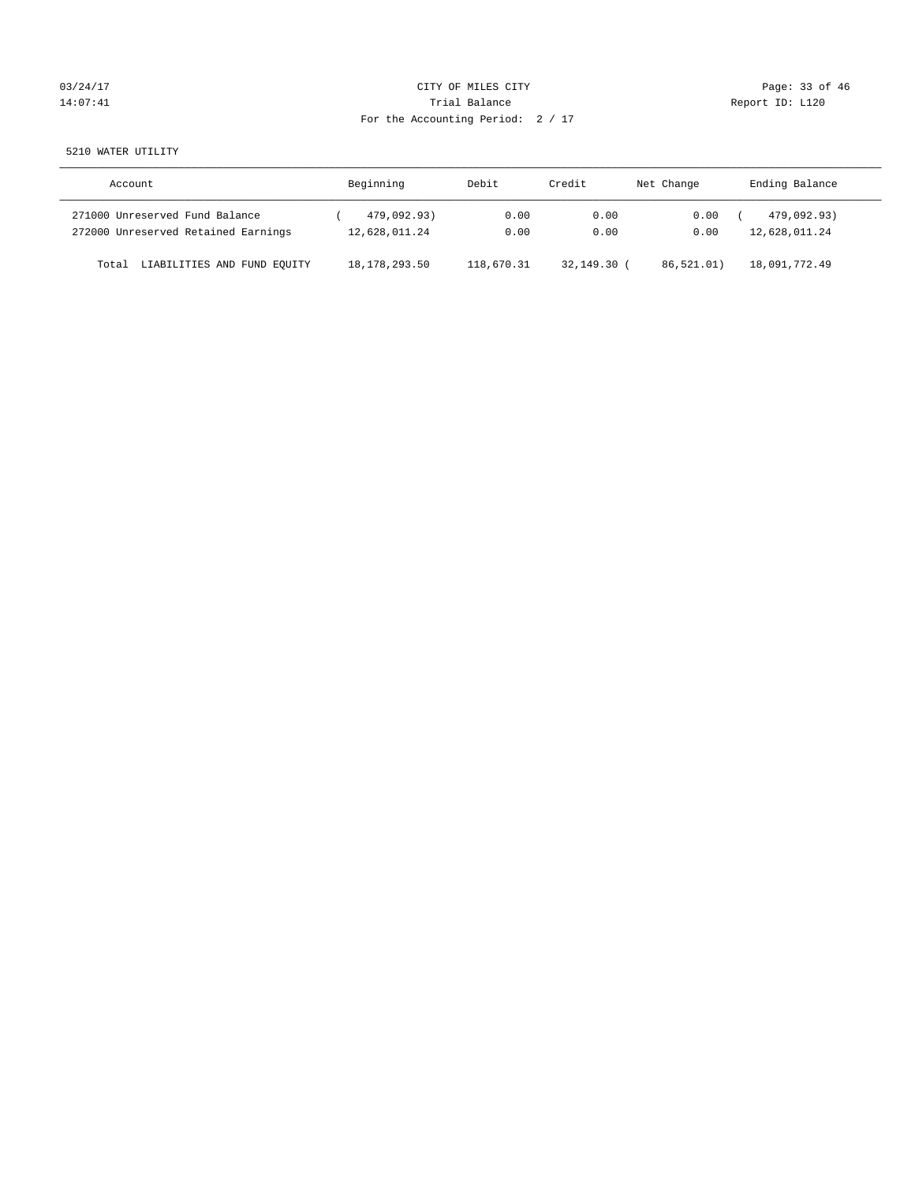CITY OF MILES CITY

Trial Balance

For the Accounting Period: 2 / 17

5210 WATER UTILITY

| Account | Beginning | Debit | Credit | Net Change | Ending Balance |
|---|---|---|---|---|---|
| 271000 Unreserved Fund Balance | ( 479,092.93) | 0.00 | 0.00 | 0.00 | ( 479,092.93) |
| 272000 Unreserved Retained Earnings | 12,628,011.24 | 0.00 | 0.00 | 0.00 | 12,628,011.24 |
| Total LIABILITIES AND FUND EQUITY | 18,178,293.50 | 118,670.31 | 32,149.30 | ( 86,521.01) | 18,091,772.49 |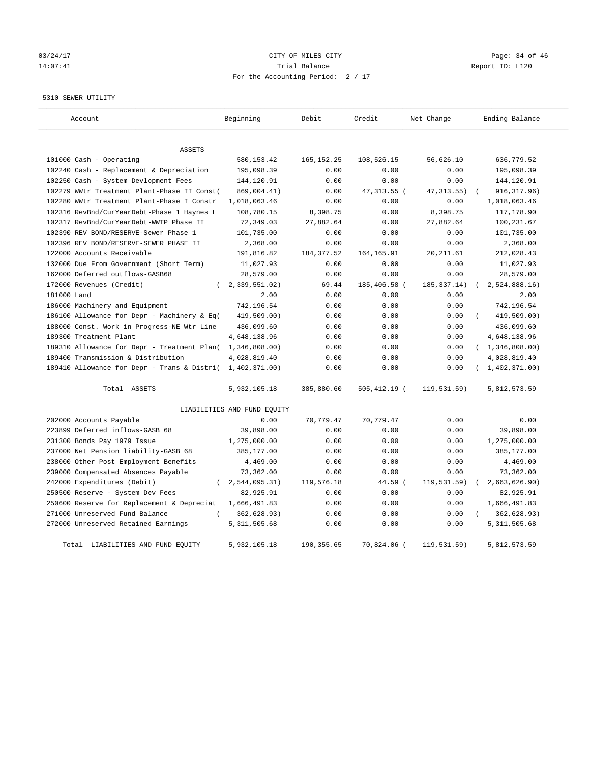CITY OF MILES CITY

Trial Balance

For the Accounting Period: 2 / 17

03/24/17 14:07:41 — Report ID: L120

5310 SEWER UTILITY

| Account | Beginning | Debit | Credit | Net Change | Ending Balance |
|---|---|---|---|---|---|
| **ASSETS** | | | | | |
| 101000 Cash - Operating | 580,153.42 | 165,152.25 | 108,526.15 | 56,626.10 | 636,779.52 |
| 102240 Cash - Replacement & Depreciation | 195,098.39 | 0.00 | 0.00 | 0.00 | 195,098.39 |
| 102250 Cash - System Devlopment Fees | 144,120.91 | 0.00 | 0.00 | 0.00 | 144,120.91 |
| 102279 WWtr Treatment Plant-Phase II Const( | 869,004.41) | 0.00 | 47,313.55 ( | 47,313.55) | ( 916,317.96) |
| 102280 WWtr Treatment Plant-Phase I Constr | 1,018,063.46 | 0.00 | 0.00 | 0.00 | 1,018,063.46 |
| 102316 RevBnd/CurYearDebt-Phase 1 Haynes L | 108,780.15 | 8,398.75 | 0.00 | 8,398.75 | 117,178.90 |
| 102317 RevBnd/CurYearDebt-WWTP Phase II | 72,349.03 | 27,882.64 | 0.00 | 27,882.64 | 100,231.67 |
| 102390 REV BOND/RESERVE-Sewer Phase 1 | 101,735.00 | 0.00 | 0.00 | 0.00 | 101,735.00 |
| 102396 REV BOND/RESERVE-SEWER PHASE II | 2,368.00 | 0.00 | 0.00 | 0.00 | 2,368.00 |
| 122000 Accounts Receivable | 191,816.82 | 184,377.52 | 164,165.91 | 20,211.61 | 212,028.43 |
| 132000 Due From Government (Short Term) | 11,027.93 | 0.00 | 0.00 | 0.00 | 11,027.93 |
| 162000 Deferred outflows-GASB68 | 28,579.00 | 0.00 | 0.00 | 0.00 | 28,579.00 |
| 172000 Revenues (Credit) | ( 2,339,551.02) | 69.44 | 185,406.58 ( | 185,337.14) | ( 2,524,888.16) |
| 181000 Land | 2.00 | 0.00 | 0.00 | 0.00 | 2.00 |
| 186000 Machinery and Equipment | 742,196.54 | 0.00 | 0.00 | 0.00 | 742,196.54 |
| 186100 Allowance for Depr - Machinery & Eq( | 419,509.00) | 0.00 | 0.00 | 0.00 | ( 419,509.00) |
| 188000 Const. Work in Progress-NE Wtr Line | 436,099.60 | 0.00 | 0.00 | 0.00 | 436,099.60 |
| 189300 Treatment Plant | 4,648,138.96 | 0.00 | 0.00 | 0.00 | 4,648,138.96 |
| 189310 Allowance for Depr - Treatment Plan( | 1,346,808.00) | 0.00 | 0.00 | 0.00 | ( 1,346,808.00) |
| 189400 Transmission & Distribution | 4,028,819.40 | 0.00 | 0.00 | 0.00 | 4,028,819.40 |
| 189410 Allowance for Depr - Trans & Distri( | 1,402,371.00) | 0.00 | 0.00 | 0.00 | ( 1,402,371.00) |
| Total ASSETS | 5,932,105.18 | 385,880.60 | 505,412.19 ( | 119,531.59) | 5,812,573.59 |
| **LIABILITIES AND FUND EQUITY** | | | | | |
| 202000 Accounts Payable | 0.00 | 70,779.47 | 70,779.47 | 0.00 | 0.00 |
| 223899 Deferred inflows-GASB 68 | 39,898.00 | 0.00 | 0.00 | 0.00 | 39,898.00 |
| 231300 Bonds Pay 1979 Issue | 1,275,000.00 | 0.00 | 0.00 | 0.00 | 1,275,000.00 |
| 237000 Net Pension liability-GASB 68 | 385,177.00 | 0.00 | 0.00 | 0.00 | 385,177.00 |
| 238000 Other Post Employment Benefits | 4,469.00 | 0.00 | 0.00 | 0.00 | 4,469.00 |
| 239000 Compensated Absences Payable | 73,362.00 | 0.00 | 0.00 | 0.00 | 73,362.00 |
| 242000 Expenditures (Debit) | ( 2,544,095.31) | 119,576.18 | 44.59 ( | 119,531.59) | ( 2,663,626.90) |
| 250500 Reserve - System Dev Fees | 82,925.91 | 0.00 | 0.00 | 0.00 | 82,925.91 |
| 250600 Reserve for Replacement & Depreciat | 1,666,491.83 | 0.00 | 0.00 | 0.00 | 1,666,491.83 |
| 271000 Unreserved Fund Balance | ( 362,628.93) | 0.00 | 0.00 | 0.00 | ( 362,628.93) |
| 272000 Unreserved Retained Earnings | 5,311,505.68 | 0.00 | 0.00 | 0.00 | 5,311,505.68 |
| Total LIABILITIES AND FUND EQUITY | 5,932,105.18 | 190,355.65 | 70,824.06 ( | 119,531.59) | 5,812,573.59 |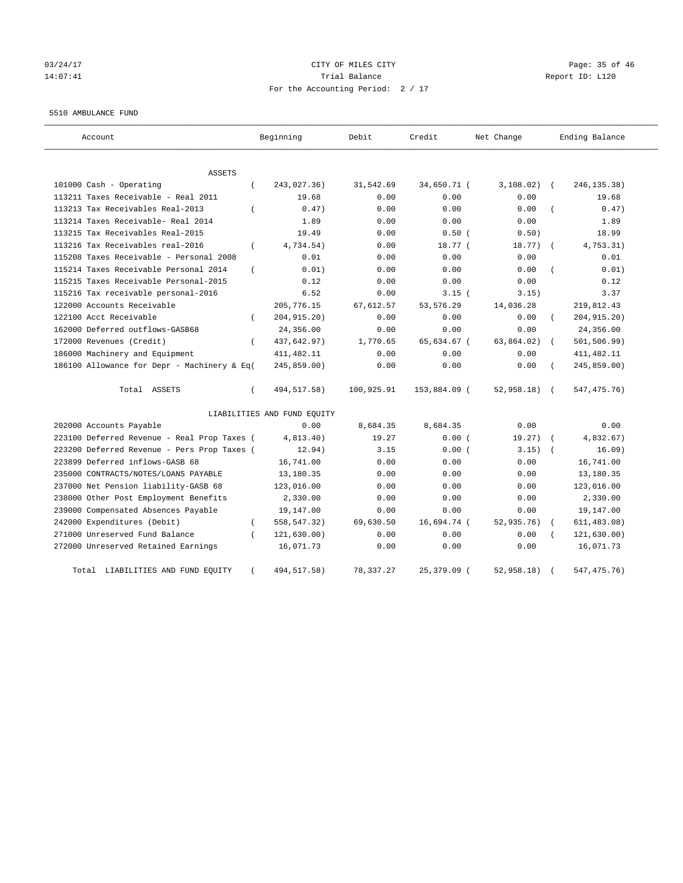03/24/17 CITY OF MILES CITY
14:07:41 Trial Balance Report ID: L120
For the Accounting Period: 2 / 17

5510 AMBULANCE FUND

| Account | Beginning | Debit | Credit | Net Change | Ending Balance |
|---|---|---|---|---|---|
| ASSETS | | | | | |
| 101000 Cash - Operating | ( 243,027.36) | 31,542.69 | 34,650.71 | ( 3,108.02) | ( 246,135.38) |
| 113211 Taxes Receivable - Real 2011 | 19.68 | 0.00 | 0.00 | 0.00 | 19.68 |
| 113213 Tax Receivables Real-2013 | ( 0.47) | 0.00 | 0.00 | 0.00 | ( 0.47) |
| 113214 Taxes Receivable- Real 2014 | 1.89 | 0.00 | 0.00 | 0.00 | 1.89 |
| 113215 Tax Receivables Real-2015 | 19.49 | 0.00 | 0.50 | ( 0.50) | 18.99 |
| 113216 Tax Receivables real-2016 | ( 4,734.54) | 0.00 | 18.77 | ( 18.77) | ( 4,753.31) |
| 115208 Taxes Receivable - Personal 2008 | 0.01 | 0.00 | 0.00 | 0.00 | 0.01 |
| 115214 Taxes Receivable Personal 2014 | ( 0.01) | 0.00 | 0.00 | 0.00 | ( 0.01) |
| 115215 Taxes Receivable Personal-2015 | 0.12 | 0.00 | 0.00 | 0.00 | 0.12 |
| 115216 Tax receivable personal-2016 | 6.52 | 0.00 | 3.15 | ( 3.15) | 3.37 |
| 122000 Accounts Receivable | 205,776.15 | 67,612.57 | 53,576.29 | 14,036.28 | 219,812.43 |
| 122100 Acct Receivable | ( 204,915.20) | 0.00 | 0.00 | 0.00 | ( 204,915.20) |
| 162000 Deferred outflows-GASB68 | 24,356.00 | 0.00 | 0.00 | 0.00 | 24,356.00 |
| 172000 Revenues (Credit) | ( 437,642.97) | 1,770.65 | 65,634.67 | ( 63,864.02) | ( 501,506.99) |
| 186000 Machinery and Equipment | 411,482.11 | 0.00 | 0.00 | 0.00 | 411,482.11 |
| 186100 Allowance for Depr - Machinery & Eq | ( 245,859.00) | 0.00 | 0.00 | 0.00 | ( 245,859.00) |
| Total ASSETS | ( 494,517.58) | 100,925.91 | 153,884.09 | ( 52,958.18) | ( 547,475.76) |
| LIABILITIES AND FUND EQUITY | | | | | |
| 202000 Accounts Payable | 0.00 | 8,684.35 | 8,684.35 | 0.00 | 0.00 |
| 223100 Deferred Revenue - Real Prop Taxes | ( 4,813.40) | 19.27 | 0.00 | ( 19.27) | ( 4,832.67) |
| 223200 Deferred Revenue - Pers Prop Taxes | ( 12.94) | 3.15 | 0.00 | ( 3.15) | ( 16.09) |
| 223899 Deferred inflows-GASB 68 | 16,741.00 | 0.00 | 0.00 | 0.00 | 16,741.00 |
| 235000 CONTRACTS/NOTES/LOANS PAYABLE | 13,180.35 | 0.00 | 0.00 | 0.00 | 13,180.35 |
| 237000 Net Pension liability-GASB 68 | 123,016.00 | 0.00 | 0.00 | 0.00 | 123,016.00 |
| 238000 Other Post Employment Benefits | 2,330.00 | 0.00 | 0.00 | 0.00 | 2,330.00 |
| 239000 Compensated Absences Payable | 19,147.00 | 0.00 | 0.00 | 0.00 | 19,147.00 |
| 242000 Expenditures (Debit) | ( 558,547.32) | 69,630.50 | 16,694.74 | ( 52,935.76) | ( 611,483.08) |
| 271000 Unreserved Fund Balance | ( 121,630.00) | 0.00 | 0.00 | 0.00 | ( 121,630.00) |
| 272000 Unreserved Retained Earnings | 16,071.73 | 0.00 | 0.00 | 0.00 | 16,071.73 |
| Total LIABILITIES AND FUND EQUITY | ( 494,517.58) | 78,337.27 | 25,379.09 | ( 52,958.18) | ( 547,475.76) |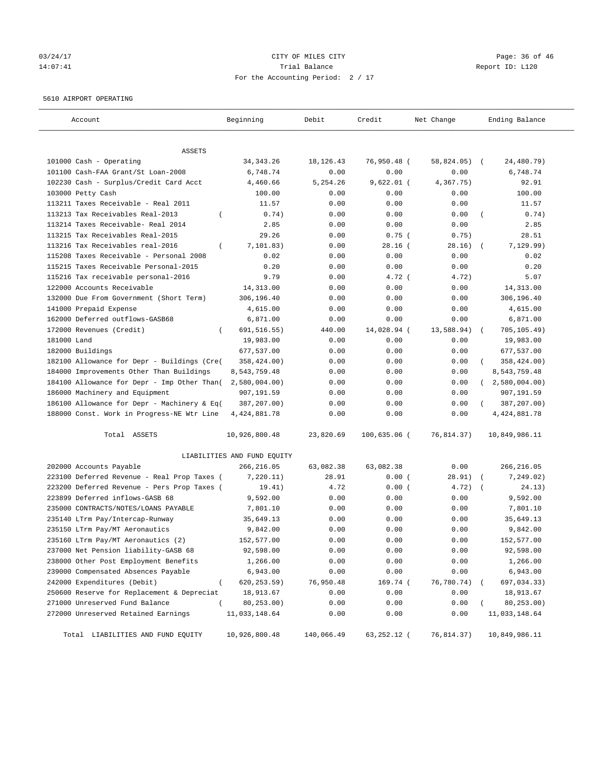03/24/17 CITY OF MILES CITY
14:07:41 Trial Balance Report ID: L120
For the Accounting Period: 2 / 17

5610 AIRPORT OPERATING

| Account | Beginning | Debit | Credit | Net Change | Ending Balance |
|---|---|---|---|---|---|
| **ASSETS** | | | | | |
| 101000 Cash - Operating | 34,343.26 | 18,126.43 | 76,950.48 | ( 58,824.05) | ( 24,480.79) |
| 101100 Cash-FAA Grant/St Loan-2008 | 6,748.74 | 0.00 | 0.00 | 0.00 | 6,748.74 |
| 102230 Cash - Surplus/Credit Card Acct | 4,460.66 | 5,254.26 | 9,622.01 | ( 4,367.75) | 92.91 |
| 103000 Petty Cash | 100.00 | 0.00 | 0.00 | 0.00 | 100.00 |
| 113211 Taxes Receivable - Real 2011 | 11.57 | 0.00 | 0.00 | 0.00 | 11.57 |
| 113213 Tax Receivables Real-2013 | ( 0.74) | 0.00 | 0.00 | 0.00 | ( 0.74) |
| 113214 Taxes Receivable- Real 2014 | 2.85 | 0.00 | 0.00 | 0.00 | 2.85 |
| 113215 Tax Receivables Real-2015 | 29.26 | 0.00 | 0.75 | ( 0.75) | 28.51 |
| 113216 Tax Receivables real-2016 | ( 7,101.83) | 0.00 | 28.16 | ( 28.16) | ( 7,129.99) |
| 115208 Taxes Receivable - Personal 2008 | 0.02 | 0.00 | 0.00 | 0.00 | 0.02 |
| 115215 Taxes Receivable Personal-2015 | 0.20 | 0.00 | 0.00 | 0.00 | 0.20 |
| 115216 Tax receivable personal-2016 | 9.79 | 0.00 | 4.72 | ( 4.72) | 5.07 |
| 122000 Accounts Receivable | 14,313.00 | 0.00 | 0.00 | 0.00 | 14,313.00 |
| 132000 Due From Government (Short Term) | 306,196.40 | 0.00 | 0.00 | 0.00 | 306,196.40 |
| 141000 Prepaid Expense | 4,615.00 | 0.00 | 0.00 | 0.00 | 4,615.00 |
| 162000 Deferred outflows-GASB68 | 6,871.00 | 0.00 | 0.00 | 0.00 | 6,871.00 |
| 172000 Revenues (Credit) | ( 691,516.55) | 440.00 | 14,028.94 | ( 13,588.94) | ( 705,105.49) |
| 181000 Land | 19,983.00 | 0.00 | 0.00 | 0.00 | 19,983.00 |
| 182000 Buildings | 677,537.00 | 0.00 | 0.00 | 0.00 | 677,537.00 |
| 182100 Allowance for Depr - Buildings (Cre( | 358,424.00) | 0.00 | 0.00 | 0.00 | ( 358,424.00) |
| 184000 Improvements Other Than Buildings | 8,543,759.48 | 0.00 | 0.00 | 0.00 | 8,543,759.48 |
| 184100 Allowance for Depr - Imp Other Than( | 2,580,004.00) | 0.00 | 0.00 | 0.00 | ( 2,580,004.00) |
| 186000 Machinery and Equipment | 907,191.59 | 0.00 | 0.00 | 0.00 | 907,191.59 |
| 186100 Allowance for Depr - Machinery & Eq( | 387,207.00) | 0.00 | 0.00 | 0.00 | ( 387,207.00) |
| 188000 Const. Work in Progress-NE Wtr Line | 4,424,881.78 | 0.00 | 0.00 | 0.00 | 4,424,881.78 |
| Total ASSETS | 10,926,800.48 | 23,820.69 | 100,635.06 | ( 76,814.37) | 10,849,986.11 |
| **LIABILITIES AND FUND EQUITY** | | | | | |
| 202000 Accounts Payable | 266,216.05 | 63,082.38 | 63,082.38 | 0.00 | 266,216.05 |
| 223100 Deferred Revenue - Real Prop Taxes ( | 7,220.11) | 28.91 | 0.00 | ( 28.91) | ( 7,249.02) |
| 223200 Deferred Revenue - Pers Prop Taxes ( | 19.41) | 4.72 | 0.00 | ( 4.72) | ( 24.13) |
| 223899 Deferred inflows-GASB 68 | 9,592.00 | 0.00 | 0.00 | 0.00 | 9,592.00 |
| 235000 CONTRACTS/NOTES/LOANS PAYABLE | 7,801.10 | 0.00 | 0.00 | 0.00 | 7,801.10 |
| 235140 LTrm Pay/Intercap-Runway | 35,649.13 | 0.00 | 0.00 | 0.00 | 35,649.13 |
| 235150 LTrm Pay/MT Aeronautics | 9,842.00 | 0.00 | 0.00 | 0.00 | 9,842.00 |
| 235160 LTrm Pay/MT Aeronautics (2) | 152,577.00 | 0.00 | 0.00 | 0.00 | 152,577.00 |
| 237000 Net Pension liability-GASB 68 | 92,598.00 | 0.00 | 0.00 | 0.00 | 92,598.00 |
| 238000 Other Post Employment Benefits | 1,266.00 | 0.00 | 0.00 | 0.00 | 1,266.00 |
| 239000 Compensated Absences Payable | 6,943.00 | 0.00 | 0.00 | 0.00 | 6,943.00 |
| 242000 Expenditures (Debit) | ( 620,253.59) | 76,950.48 | 169.74 | ( 76,780.74) | ( 697,034.33) |
| 250600 Reserve for Replacement & Depreciat | 18,913.67 | 0.00 | 0.00 | 0.00 | 18,913.67 |
| 271000 Unreserved Fund Balance | ( 80,253.00) | 0.00 | 0.00 | 0.00 | ( 80,253.00) |
| 272000 Unreserved Retained Earnings | 11,033,148.64 | 0.00 | 0.00 | 0.00 | 11,033,148.64 |
| Total LIABILITIES AND FUND EQUITY | 10,926,800.48 | 140,066.49 | 63,252.12 | ( 76,814.37) | 10,849,986.11 |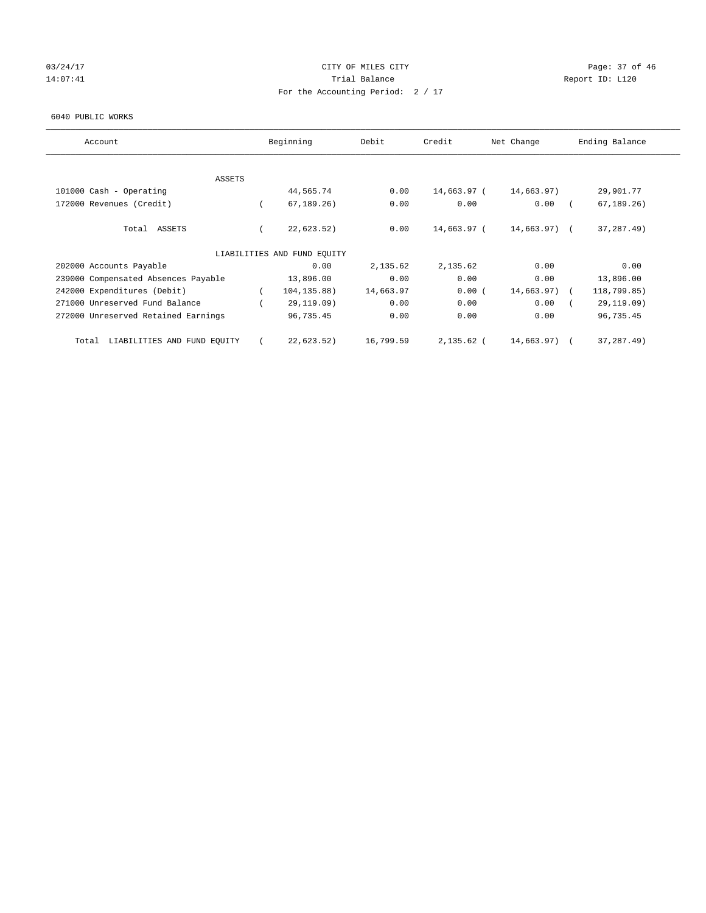03/24/17
14:07:41

CITY OF MILES CITY
Trial Balance
For the Accounting Period: 2 / 17

Report ID: L120

6040 PUBLIC WORKS

| Account | Beginning | Debit | Credit | Net Change | Ending Balance |
|---|---|---|---|---|---|
| ASSETS | | | | | |
| 101000 Cash - Operating | 44,565.74 | 0.00 | 14,663.97 | (14,663.97) | 29,901.77 |
| 172000 Revenues (Credit) | (67,189.26) | 0.00 | 0.00 | 0.00 | (67,189.26) |
| Total ASSETS | (22,623.52) | 0.00 | 14,663.97 | (14,663.97) | (37,287.49) |
| LIABILITIES AND FUND EQUITY | | | | | |
| 202000 Accounts Payable | 0.00 | 2,135.62 | 2,135.62 | 0.00 | 0.00 |
| 239000 Compensated Absences Payable | 13,896.00 | 0.00 | 0.00 | 0.00 | 13,896.00 |
| 242000 Expenditures (Debit) | (104,135.88) | 14,663.97 | 0.00 | (14,663.97) | (118,799.85) |
| 271000 Unreserved Fund Balance | (29,119.09) | 0.00 | 0.00 | 0.00 | (29,119.09) |
| 272000 Unreserved Retained Earnings | 96,735.45 | 0.00 | 0.00 | 0.00 | 96,735.45 |
| Total LIABILITIES AND FUND EQUITY | (22,623.52) | 16,799.59 | 2,135.62 | (14,663.97) | (37,287.49) |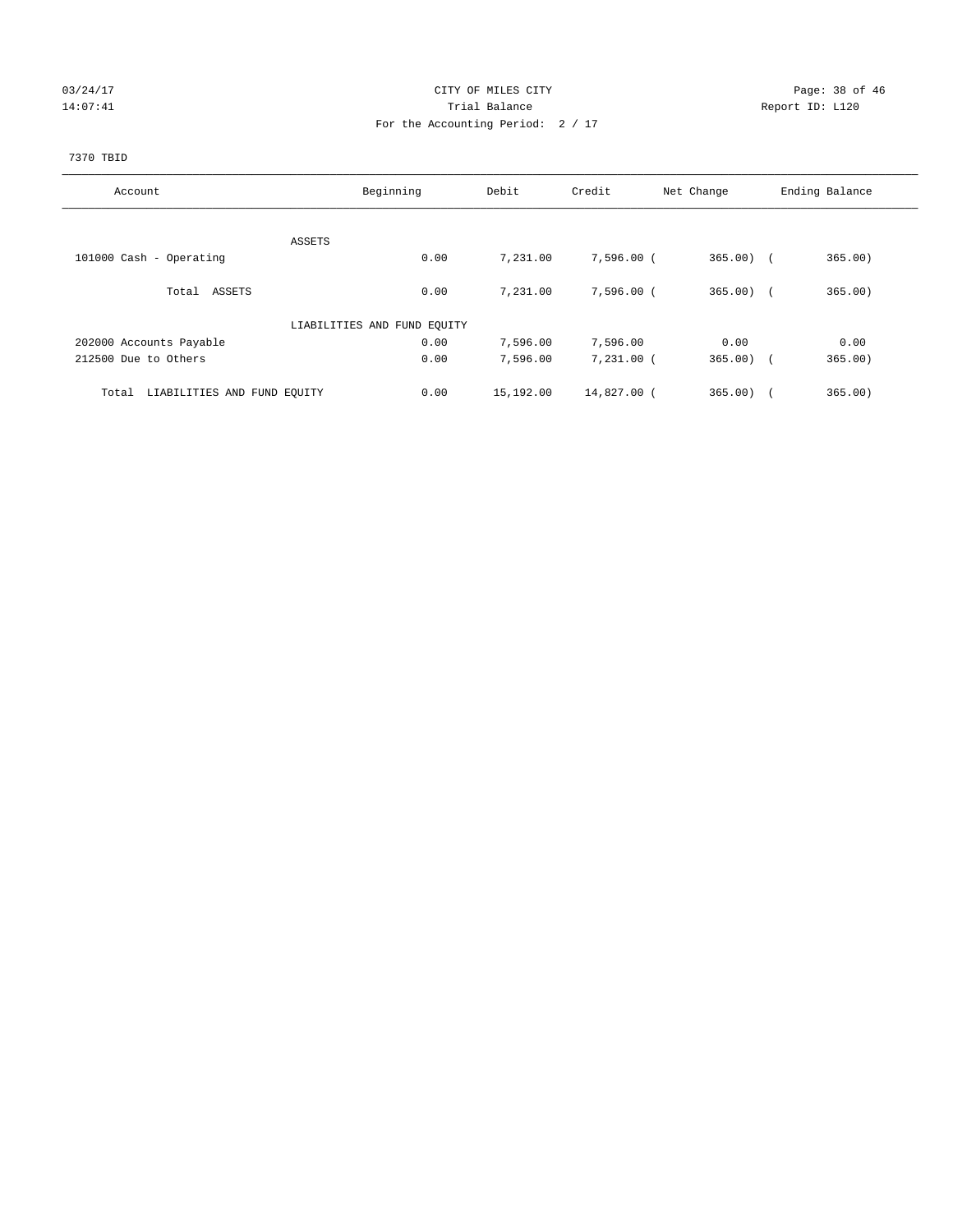CITY OF MILES CITY
Trial Balance
For the Accounting Period: 2 / 17

03/24/17
14:07:41

Report ID: L120

7370 TBID

| Account | Beginning | Debit | Credit | Net Change | Ending Balance |
|---|---|---|---|---|---|
| ASSETS | | | | | |
| 101000 Cash - Operating | 0.00 | 7,231.00 | 7,596.00 | (365.00) | (365.00) |
| Total ASSETS | 0.00 | 7,231.00 | 7,596.00 | (365.00) | (365.00) |
| LIABILITIES AND FUND EQUITY | | | | | |
| 202000 Accounts Payable | 0.00 | 7,596.00 | 7,596.00 | 0.00 | 0.00 |
| 212500 Due to Others | 0.00 | 7,596.00 | 7,231.00 | (365.00) | (365.00) |
| Total LIABILITIES AND FUND EQUITY | 0.00 | 15,192.00 | 14,827.00 | (365.00) | (365.00) |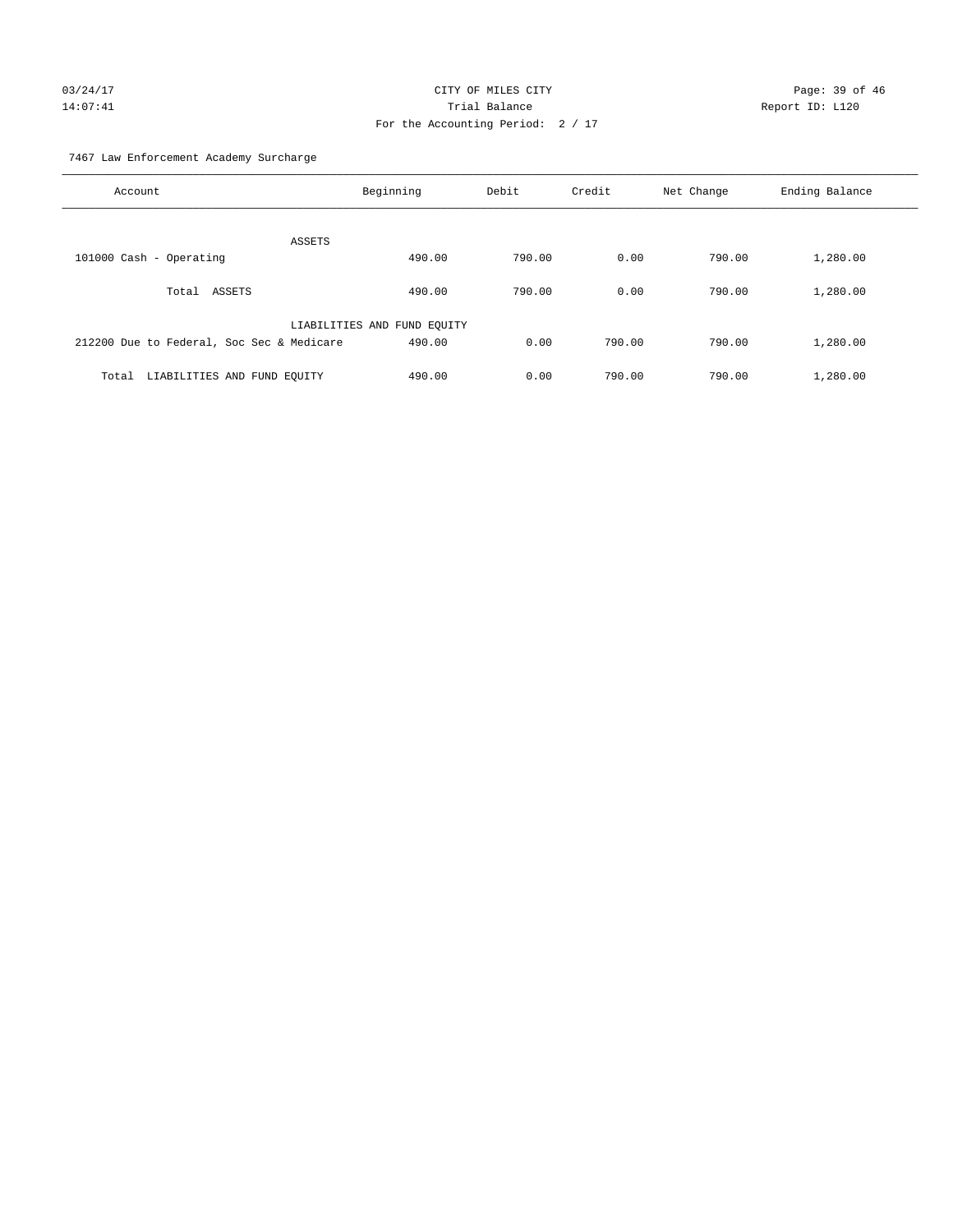CITY OF MILES CITY
Trial Balance
For the Accounting Period: 2 / 17

03/24/17
14:07:41

Report ID: L120

7467 Law Enforcement Academy Surcharge

| Account | Beginning | Debit | Credit | Net Change | Ending Balance |
|---|---|---|---|---|---|
| ASSETS | | | | | |
| 101000 Cash - Operating | 490.00 | 790.00 | 0.00 | 790.00 | 1,280.00 |
| Total ASSETS | 490.00 | 790.00 | 0.00 | 790.00 | 1,280.00 |
| LIABILITIES AND FUND EQUITY | | | | | |
| 212200 Due to Federal, Soc Sec & Medicare | 490.00 | 0.00 | 790.00 | 790.00 | 1,280.00 |
| Total LIABILITIES AND FUND EQUITY | 490.00 | 0.00 | 790.00 | 790.00 | 1,280.00 |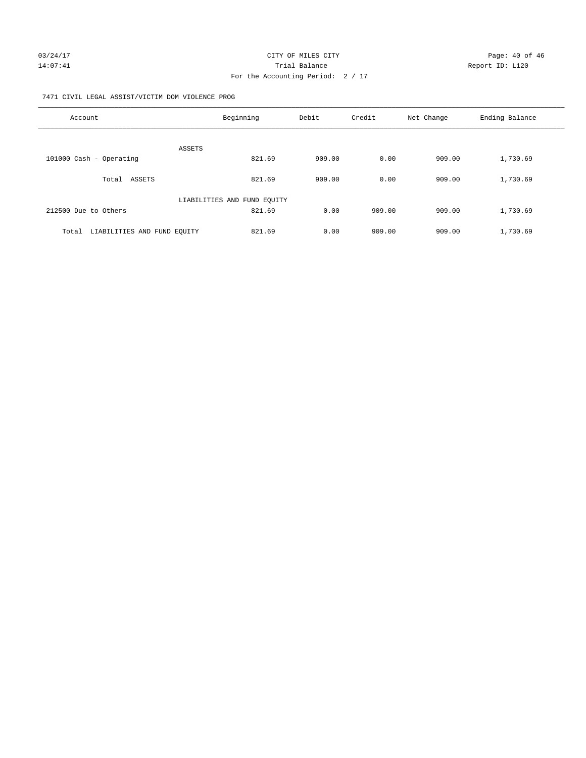CITY OF MILES CITY

Trial Balance

For the Accounting Period: 2 / 17

03/24/17 14:07:41

Report ID: L120

7471 CIVIL LEGAL ASSIST/VICTIM DOM VIOLENCE PROG

| Account | Beginning | Debit | Credit | Net Change | Ending Balance |
|---|---|---|---|---|---|
| ASSETS | | | | | |
| 101000 Cash - Operating | 821.69 | 909.00 | 0.00 | 909.00 | 1,730.69 |
| Total ASSETS | 821.69 | 909.00 | 0.00 | 909.00 | 1,730.69 |
| LIABILITIES AND FUND EQUITY | | | | | |
| 212500 Due to Others | 821.69 | 0.00 | 909.00 | 909.00 | 1,730.69 |
| Total LIABILITIES AND FUND EQUITY | 821.69 | 0.00 | 909.00 | 909.00 | 1,730.69 |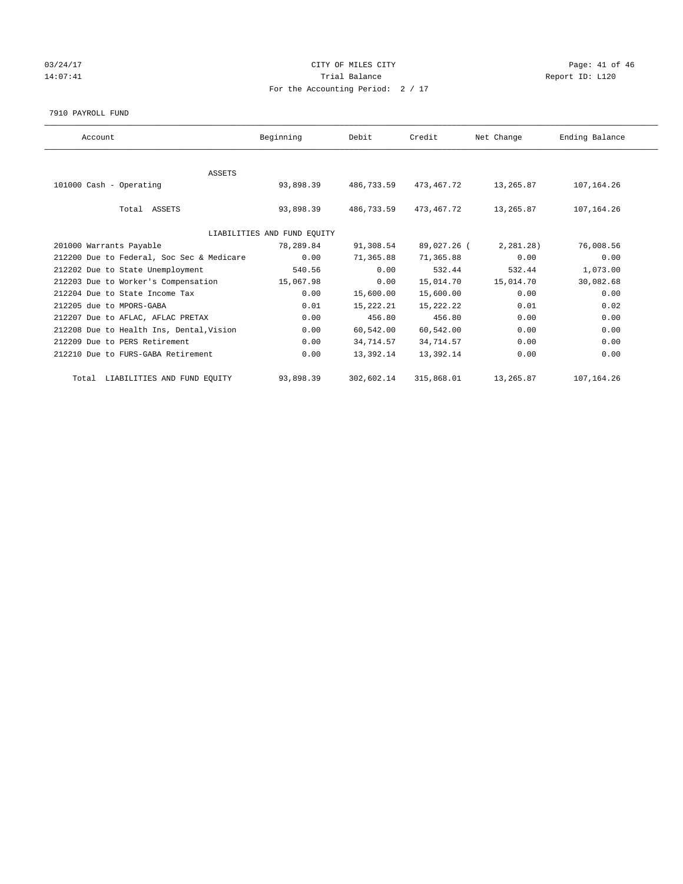CITY OF MILES CITY

Trial Balance

For the Accounting Period: 2 / 17

7910 PAYROLL FUND

| Account | Beginning | Debit | Credit | Net Change | Ending Balance |
|---|---|---|---|---|---|
| **ASSETS** | | | | | |
| 101000 Cash - Operating | 93,898.39 | 486,733.59 | 473,467.72 | 13,265.87 | 107,164.26 |
| Total ASSETS | 93,898.39 | 486,733.59 | 473,467.72 | 13,265.87 | 107,164.26 |
| **LIABILITIES AND FUND EQUITY** | | | | | |
| 201000 Warrants Payable | 78,289.84 | 91,308.54 | 89,027.26 | ( 2,281.28) | 76,008.56 |
| 212200 Due to Federal, Soc Sec & Medicare | 0.00 | 71,365.88 | 71,365.88 | 0.00 | 0.00 |
| 212202 Due to State Unemployment | 540.56 | 0.00 | 532.44 | 532.44 | 1,073.00 |
| 212203 Due to Worker's Compensation | 15,067.98 | 0.00 | 15,014.70 | 15,014.70 | 30,082.68 |
| 212204 Due to State Income Tax | 0.00 | 15,600.00 | 15,600.00 | 0.00 | 0.00 |
| 212205 due to MPORS-GABA | 0.01 | 15,222.21 | 15,222.22 | 0.01 | 0.02 |
| 212207 Due to AFLAC, AFLAC PRETAX | 0.00 | 456.80 | 456.80 | 0.00 | 0.00 |
| 212208 Due to Health Ins, Dental,Vision | 0.00 | 60,542.00 | 60,542.00 | 0.00 | 0.00 |
| 212209 Due to PERS Retirement | 0.00 | 34,714.57 | 34,714.57 | 0.00 | 0.00 |
| 212210 Due to FURS-GABA Retirement | 0.00 | 13,392.14 | 13,392.14 | 0.00 | 0.00 |
| Total LIABILITIES AND FUND EQUITY | 93,898.39 | 302,602.14 | 315,868.01 | 13,265.87 | 107,164.26 |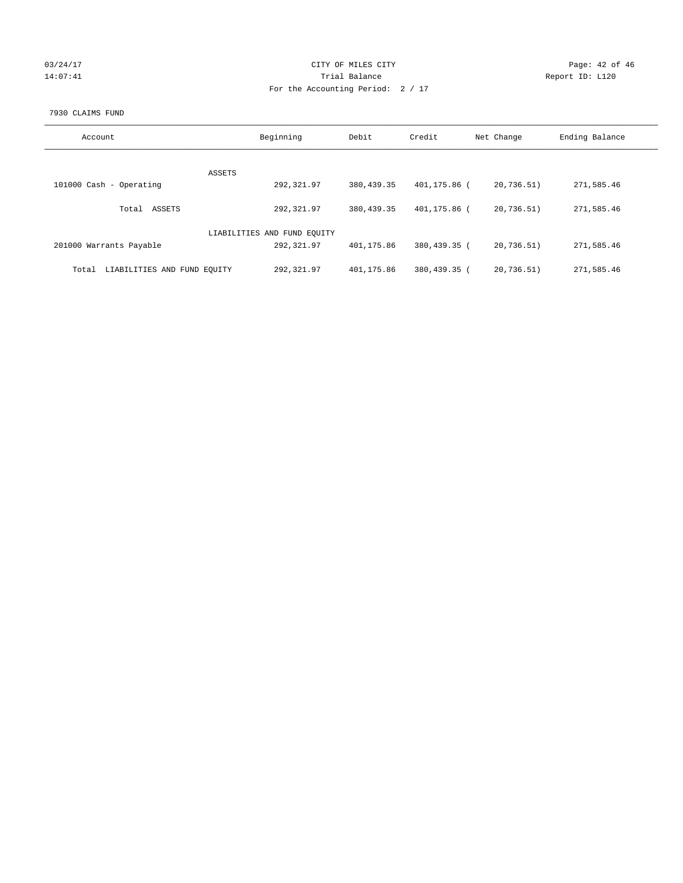CITY OF MILES CITY

Trial Balance

For the Accounting Period: 2 / 17

03/24/17
14:07:41

Report ID: L120

7930 CLAIMS FUND

| Account | Beginning | Debit | Credit | Net Change | Ending Balance |
|---|---|---|---|---|---|
| ASSETS | | | | | |
| 101000 Cash - Operating | 292,321.97 | 380,439.35 | 401,175.86 | ( 20,736.51) | 271,585.46 |
| Total ASSETS | 292,321.97 | 380,439.35 | 401,175.86 | ( 20,736.51) | 271,585.46 |
| LIABILITIES AND FUND EQUITY | | | | | |
| 201000 Warrants Payable | 292,321.97 | 401,175.86 | 380,439.35 | ( 20,736.51) | 271,585.46 |
| Total LIABILITIES AND FUND EQUITY | 292,321.97 | 401,175.86 | 380,439.35 | ( 20,736.51) | 271,585.46 |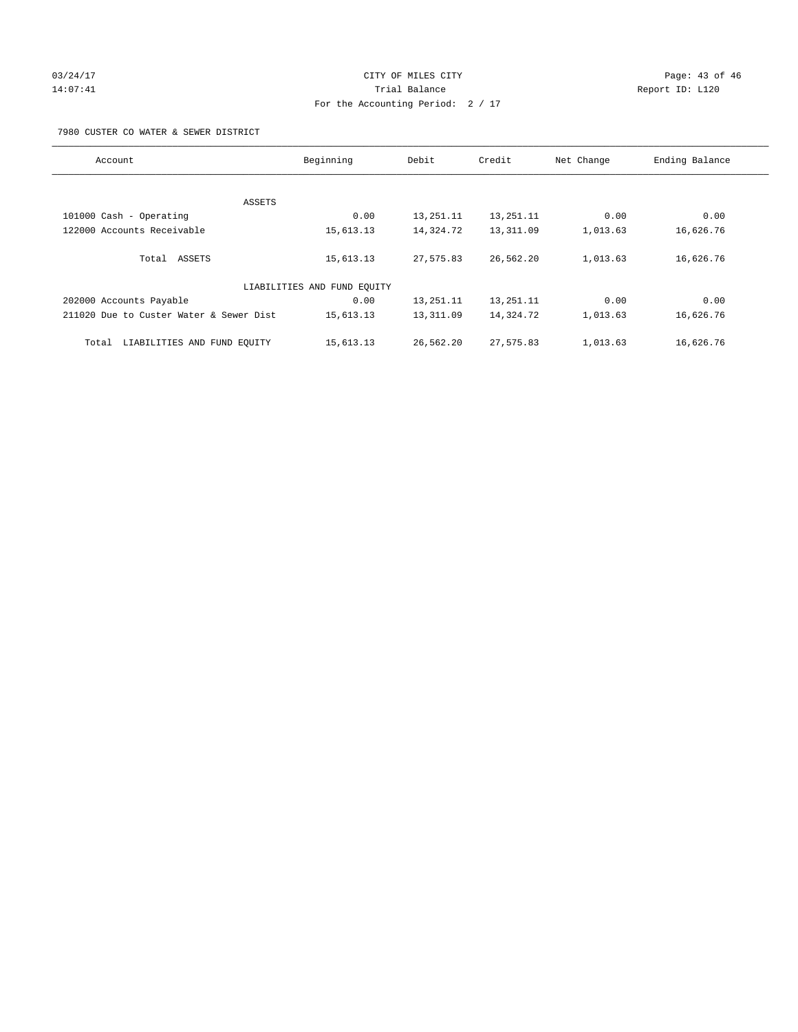CITY OF MILES CITY
Trial Balance
For the Accounting Period: 2 / 17

03/24/17
14:07:41

Report ID: L120

7980 CUSTER CO WATER & SEWER DISTRICT

| Account | Beginning | Debit | Credit | Net Change | Ending Balance |
|---|---|---|---|---|---|
| ASSETS | | | | | |
| 101000 Cash - Operating | 0.00 | 13,251.11 | 13,251.11 | 0.00 | 0.00 |
| 122000 Accounts Receivable | 15,613.13 | 14,324.72 | 13,311.09 | 1,013.63 | 16,626.76 |
| Total ASSETS | 15,613.13 | 27,575.83 | 26,562.20 | 1,013.63 | 16,626.76 |
| LIABILITIES AND FUND EQUITY | | | | | |
| 202000 Accounts Payable | 0.00 | 13,251.11 | 13,251.11 | 0.00 | 0.00 |
| 211020 Due to Custer Water & Sewer Dist | 15,613.13 | 13,311.09 | 14,324.72 | 1,013.63 | 16,626.76 |
| Total LIABILITIES AND FUND EQUITY | 15,613.13 | 26,562.20 | 27,575.83 | 1,013.63 | 16,626.76 |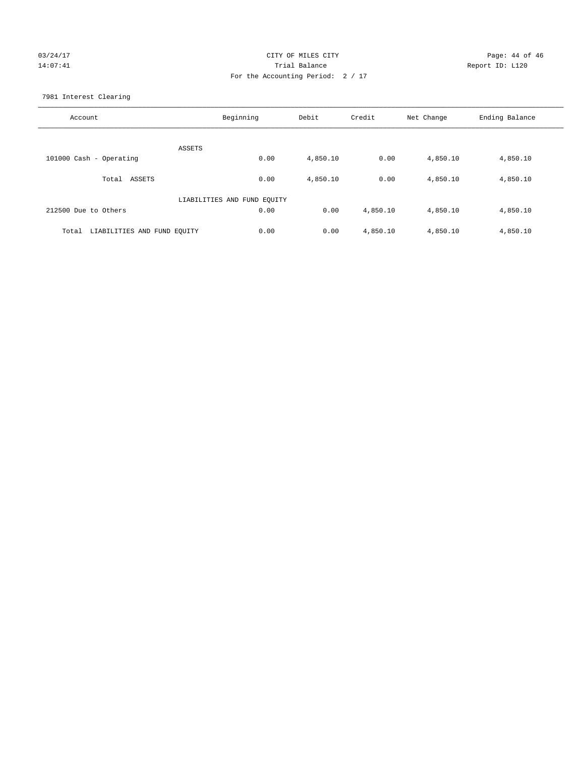CITY OF MILES CITY

Trial Balance

For the Accounting Period: 2 / 17

03/24/17 14:07:41 — Report ID: L120

7981 Interest Clearing

| Account | Beginning | Debit | Credit | Net Change | Ending Balance |
|---|---|---|---|---|---|
| ASSETS | | | | | |
| 101000 Cash - Operating | 0.00 | 4,850.10 | 0.00 | 4,850.10 | 4,850.10 |
| Total ASSETS | 0.00 | 4,850.10 | 0.00 | 4,850.10 | 4,850.10 |
| LIABILITIES AND FUND EQUITY | | | | | |
| 212500 Due to Others | 0.00 | 0.00 | 4,850.10 | 4,850.10 | 4,850.10 |
| Total LIABILITIES AND FUND EQUITY | 0.00 | 0.00 | 4,850.10 | 4,850.10 | 4,850.10 |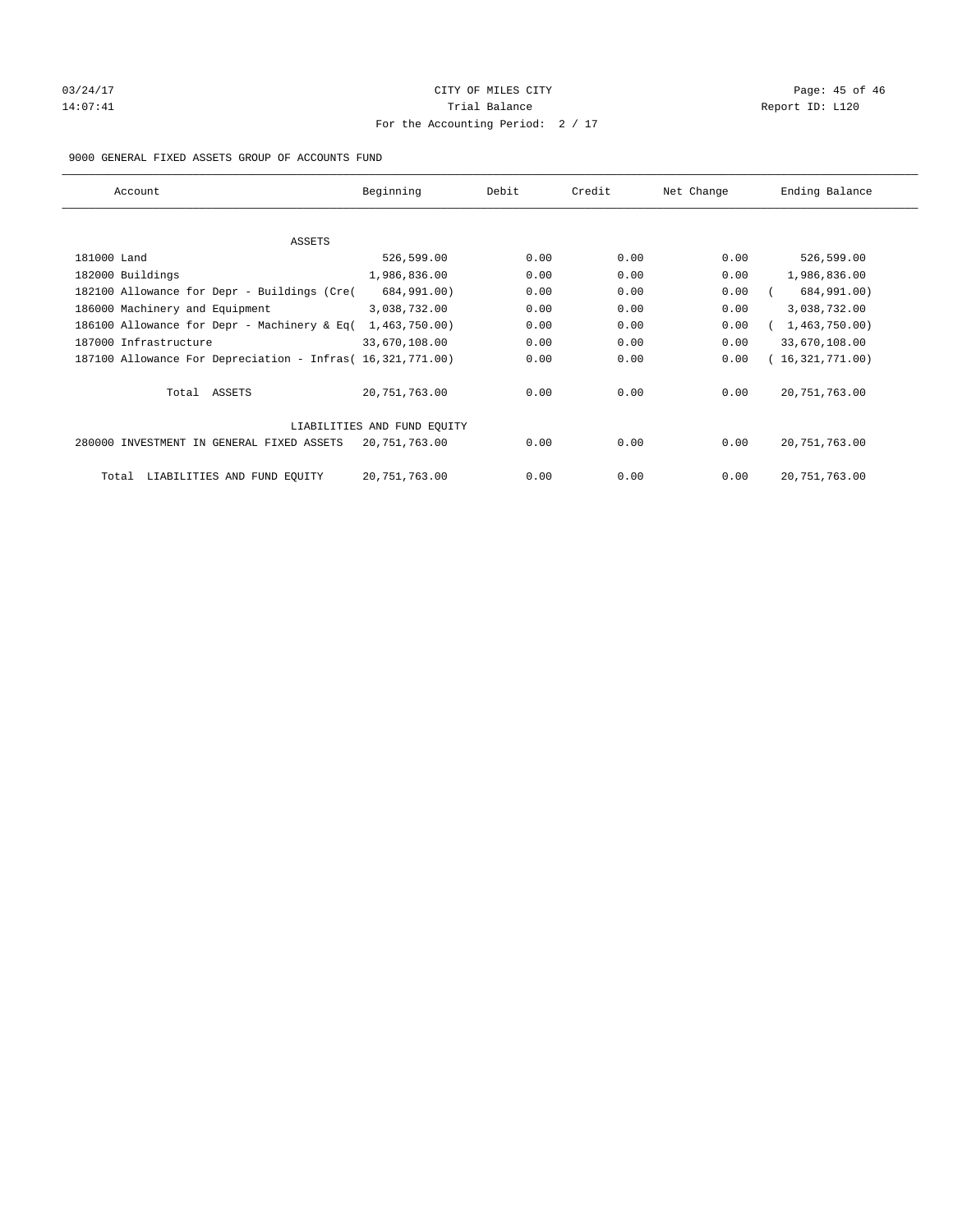CITY OF MILES CITY

Trial Balance

For the Accounting Period: 2 / 17

03/24/17 14:07:41 Report ID: L120

9000 GENERAL FIXED ASSETS GROUP OF ACCOUNTS FUND

| Account | Beginning | Debit | Credit | Net Change | Ending Balance |
|---|---|---|---|---|---|
| ASSETS | | | | | |
| 181000 Land | 526,599.00 | 0.00 | 0.00 | 0.00 | 526,599.00 |
| 182000 Buildings | 1,986,836.00 | 0.00 | 0.00 | 0.00 | 1,986,836.00 |
| 182100 Allowance for Depr - Buildings (Cre( | 684,991.00) | 0.00 | 0.00 | 0.00 | ( 684,991.00) |
| 186000 Machinery and Equipment | 3,038,732.00 | 0.00 | 0.00 | 0.00 | 3,038,732.00 |
| 186100 Allowance for Depr - Machinery & Eq( | 1,463,750.00) | 0.00 | 0.00 | 0.00 | ( 1,463,750.00) |
| 187000 Infrastructure | 33,670,108.00 | 0.00 | 0.00 | 0.00 | 33,670,108.00 |
| 187100 Allowance For Depreciation - Infras( | 16,321,771.00) | 0.00 | 0.00 | 0.00 | ( 16,321,771.00) |
| Total ASSETS | 20,751,763.00 | 0.00 | 0.00 | 0.00 | 20,751,763.00 |
| LIABILITIES AND FUND EQUITY | | | | | |
| 280000 INVESTMENT IN GENERAL FIXED ASSETS | 20,751,763.00 | 0.00 | 0.00 | 0.00 | 20,751,763.00 |
| Total LIABILITIES AND FUND EQUITY | 20,751,763.00 | 0.00 | 0.00 | 0.00 | 20,751,763.00 |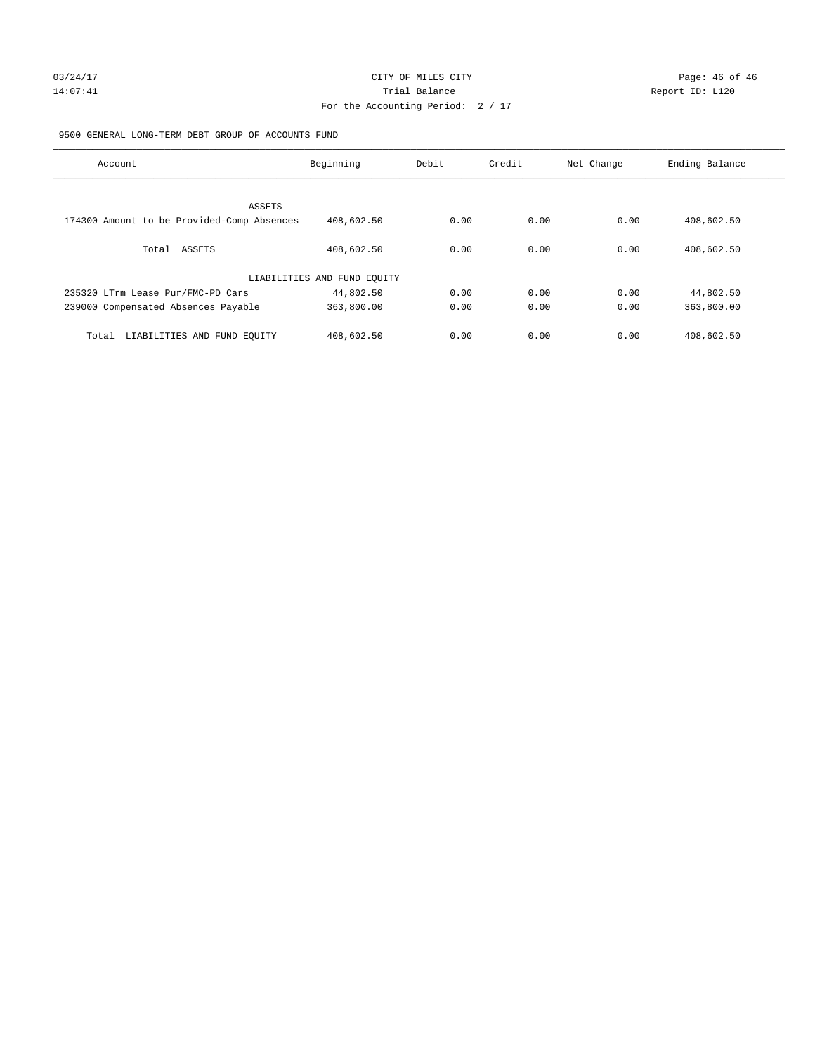CITY OF MILES CITY

Trial Balance

For the Accounting Period: 2 / 17

03/24/17
14:07:41

Report ID: L120

9500 GENERAL LONG-TERM DEBT GROUP OF ACCOUNTS FUND

| Account | Beginning | Debit | Credit | Net Change | Ending Balance |
|---|---|---|---|---|---|
| ASSETS | | | | | |
| 174300 Amount to be Provided-Comp Absences | 408,602.50 | 0.00 | 0.00 | 0.00 | 408,602.50 |
| Total ASSETS | 408,602.50 | 0.00 | 0.00 | 0.00 | 408,602.50 |
| LIABILITIES AND FUND EQUITY | | | | | |
| 235320 LTrm Lease Pur/FMC-PD Cars | 44,802.50 | 0.00 | 0.00 | 0.00 | 44,802.50 |
| 239000 Compensated Absences Payable | 363,800.00 | 0.00 | 0.00 | 0.00 | 363,800.00 |
| Total LIABILITIES AND FUND EQUITY | 408,602.50 | 0.00 | 0.00 | 0.00 | 408,602.50 |